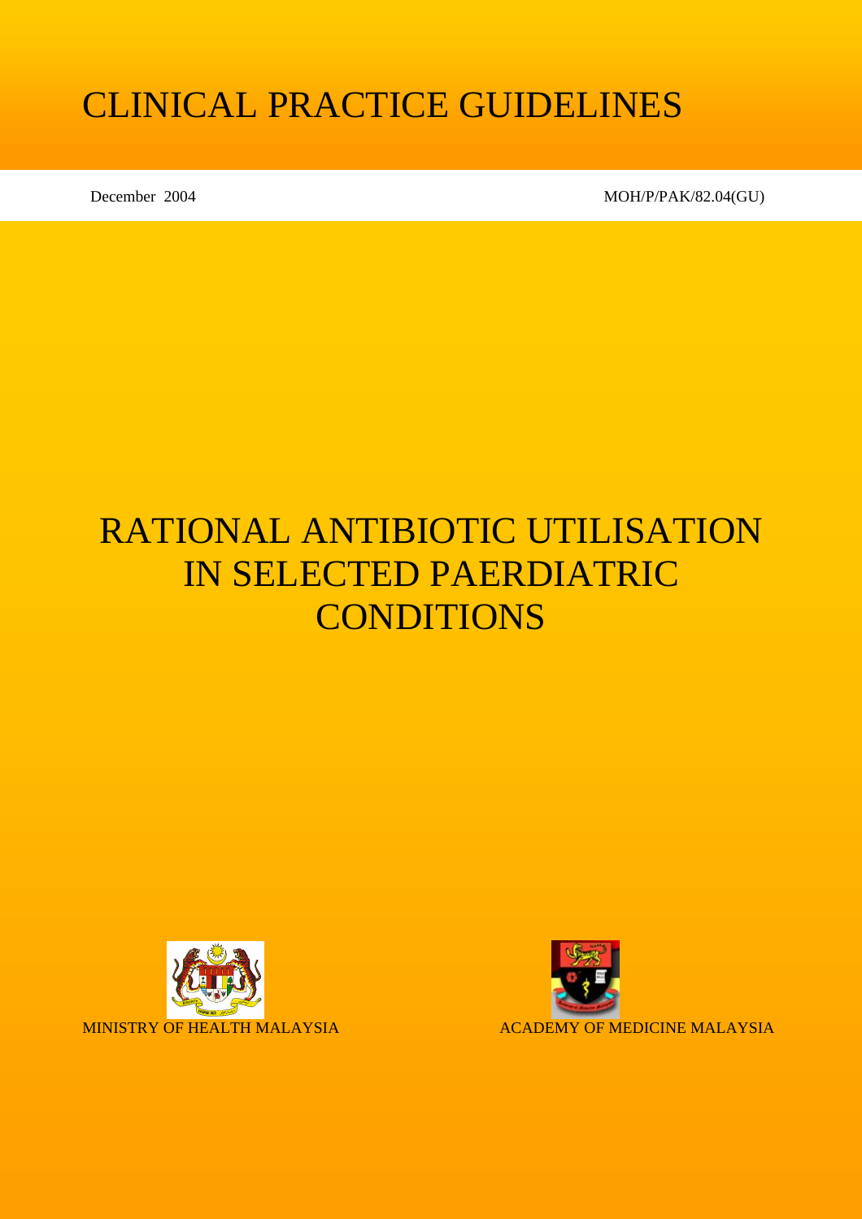# CLINICAL PRACTICE GUIDELINES

December 2004

MOH/P/PAK/82.04(GU)

# RATIONAL ANTIBIOTIC UTILISATION IN SELECTED PAERDIATRIC CONDITIONS

MINISTRY OF HEALTH MALAYSIA

ACADEMY OF MEDICINE MALAYSIA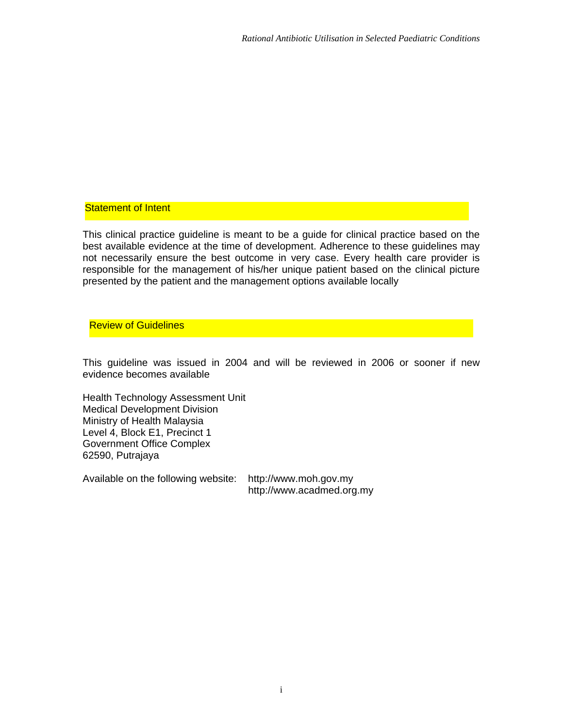## Statement of Intent

This clinical practice guideline is meant to be a guide for clinical practice based on the best available evidence at the time of development. Adherence to these guidelines may not necessarily ensure the best outcome in very case. Every health care provider is responsible for the management of his/her unique patient based on the clinical picture presented by the patient and the management options available locally

## Review of Guidelines

This guideline was issued in 2004 and will be reviewed in 2006 or sooner if new evidence becomes available

Health Technology Assessment Unit
Medical Development Division
Ministry of Health Malaysia
Level 4, Block E1, Precinct 1
Government Office Complex
62590, Putrajaya

Available on the following website: http://www.moh.gov.my
http://www.acadmed.org.my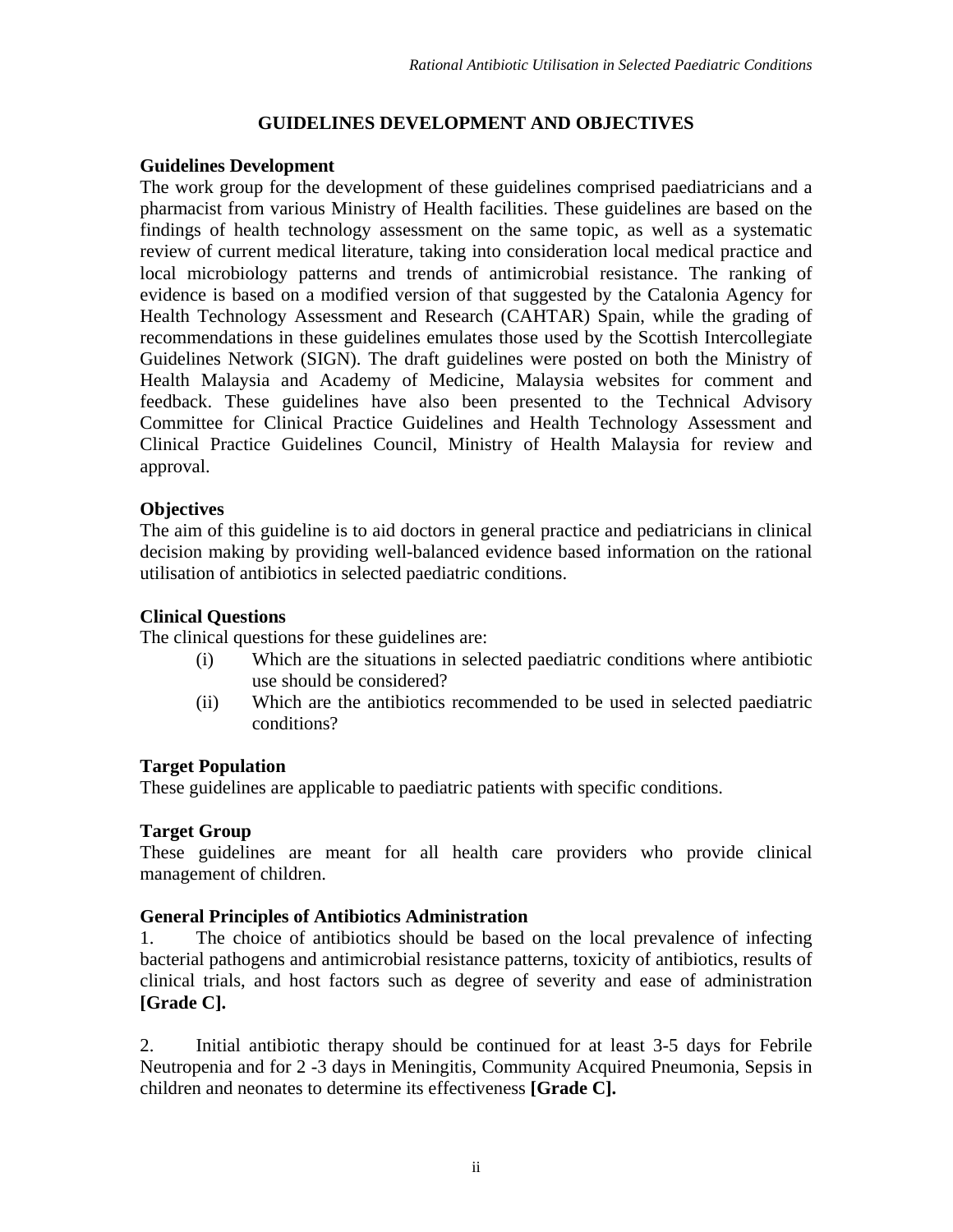# GUIDELINES DEVELOPMENT AND OBJECTIVES

## Guidelines Development

The work group for the development of these guidelines comprised paediatricians and a pharmacist from various Ministry of Health facilities. These guidelines are based on the findings of health technology assessment on the same topic, as well as a systematic review of current medical literature, taking into consideration local medical practice and local microbiology patterns and trends of antimicrobial resistance. The ranking of evidence is based on a modified version of that suggested by the Catalonia Agency for Health Technology Assessment and Research (CAHTAR) Spain, while the grading of recommendations in these guidelines emulates those used by the Scottish Intercollegiate Guidelines Network (SIGN). The draft guidelines were posted on both the Ministry of Health Malaysia and Academy of Medicine, Malaysia websites for comment and feedback. These guidelines have also been presented to the Technical Advisory Committee for Clinical Practice Guidelines and Health Technology Assessment and Clinical Practice Guidelines Council, Ministry of Health Malaysia for review and approval.

## Objectives

The aim of this guideline is to aid doctors in general practice and pediatricians in clinical decision making by providing well-balanced evidence based information on the rational utilisation of antibiotics in selected paediatric conditions.

## Clinical Questions

The clinical questions for these guidelines are:

(i) Which are the situations in selected paediatric conditions where antibiotic use should be considered?

(ii) Which are the antibiotics recommended to be used in selected paediatric conditions?

## Target Population

These guidelines are applicable to paediatric patients with specific conditions.

## Target Group

These guidelines are meant for all health care providers who provide clinical management of children.

## General Principles of Antibiotics Administration

1. The choice of antibiotics should be based on the local prevalence of infecting bacterial pathogens and antimicrobial resistance patterns, toxicity of antibiotics, results of clinical trials, and host factors such as degree of severity and ease of administration **[Grade C].**

2. Initial antibiotic therapy should be continued for at least 3-5 days for Febrile Neutropenia and for 2 -3 days in Meningitis, Community Acquired Pneumonia, Sepsis in children and neonates to determine its effectiveness **[Grade C].**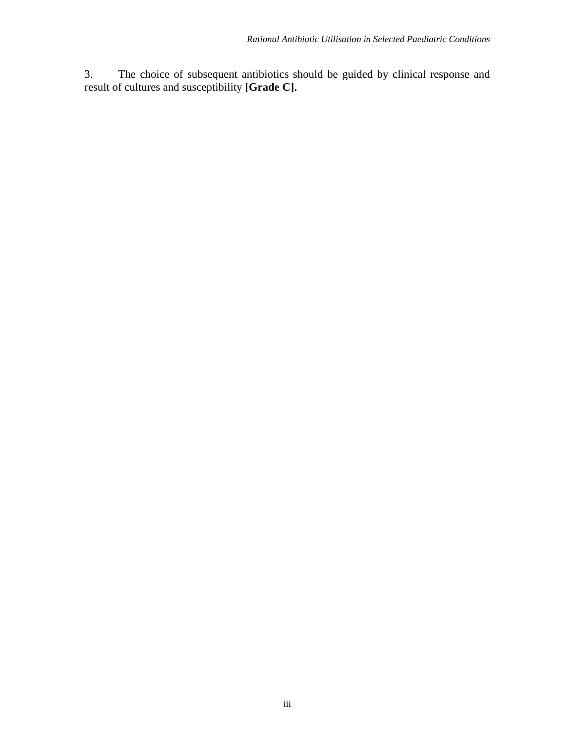3. The choice of subsequent antibiotics should be guided by clinical response and result of cultures and susceptibility **[Grade C].**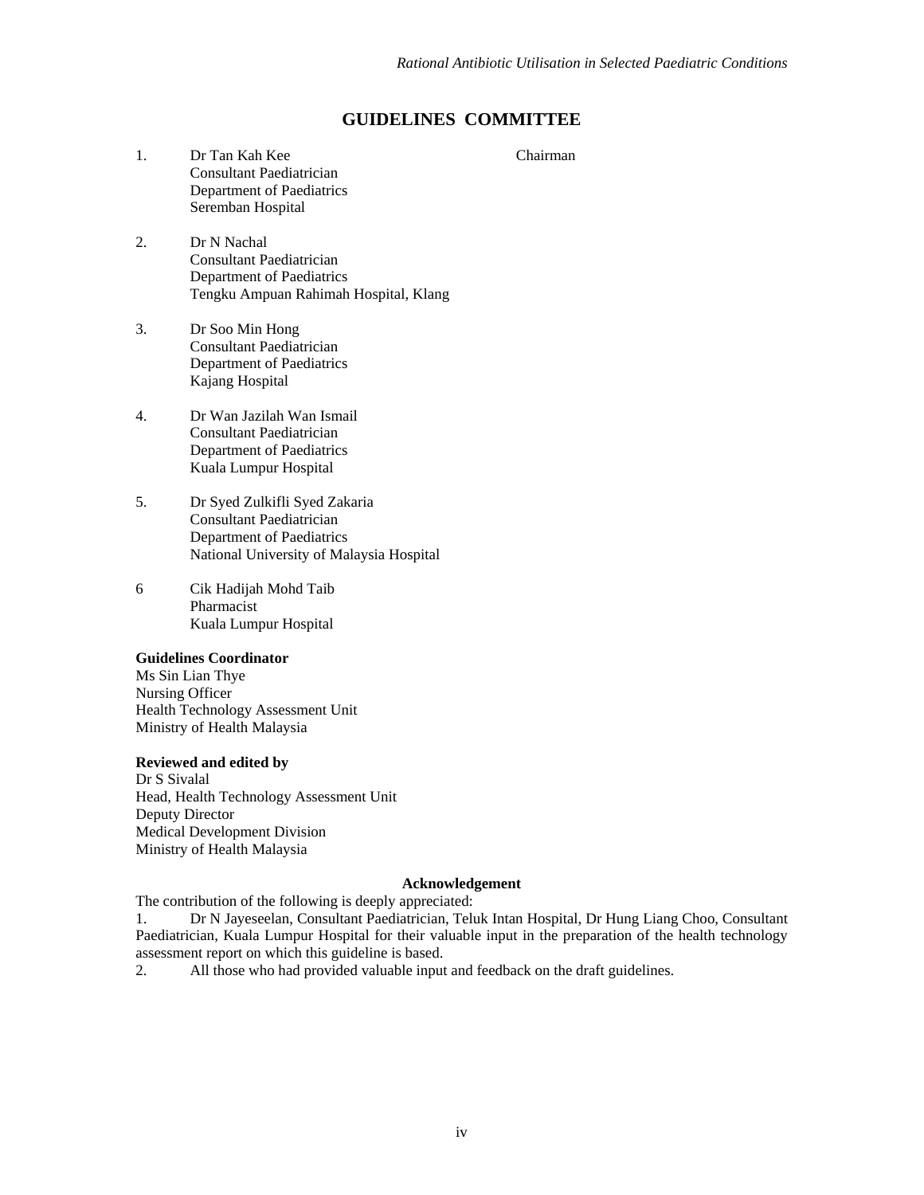# GUIDELINES COMMITTEE

1. Dr Tan Kah Kee — Chairman
   Consultant Paediatrician
   Department of Paediatrics
   Seremban Hospital

2. Dr N Nachal
   Consultant Paediatrician
   Department of Paediatrics
   Tengku Ampuan Rahimah Hospital, Klang

3. Dr Soo Min Hong
   Consultant Paediatrician
   Department of Paediatrics
   Kajang Hospital

4. Dr Wan Jazilah Wan Ismail
   Consultant Paediatrician
   Department of Paediatrics
   Kuala Lumpur Hospital

5. Dr Syed Zulkifli Syed Zakaria
   Consultant Paediatrician
   Department of Paediatrics
   National University of Malaysia Hospital

6. Cik Hadijah Mohd Taib
   Pharmacist
   Kuala Lumpur Hospital

**Guidelines Coordinator**
Ms Sin Lian Thye
Nursing Officer
Health Technology Assessment Unit
Ministry of Health Malaysia

**Reviewed and edited by**
Dr S Sivalal
Head, Health Technology Assessment Unit
Deputy Director
Medical Development Division
Ministry of Health Malaysia

**Acknowledgement**

The contribution of the following is deeply appreciated:

1. Dr N Jayeseelan, Consultant Paediatrician, Teluk Intan Hospital, Dr Hung Liang Choo, Consultant Paediatrician, Kuala Lumpur Hospital for their valuable input in the preparation of the health technology assessment report on which this guideline is based.
2. All those who had provided valuable input and feedback on the draft guidelines.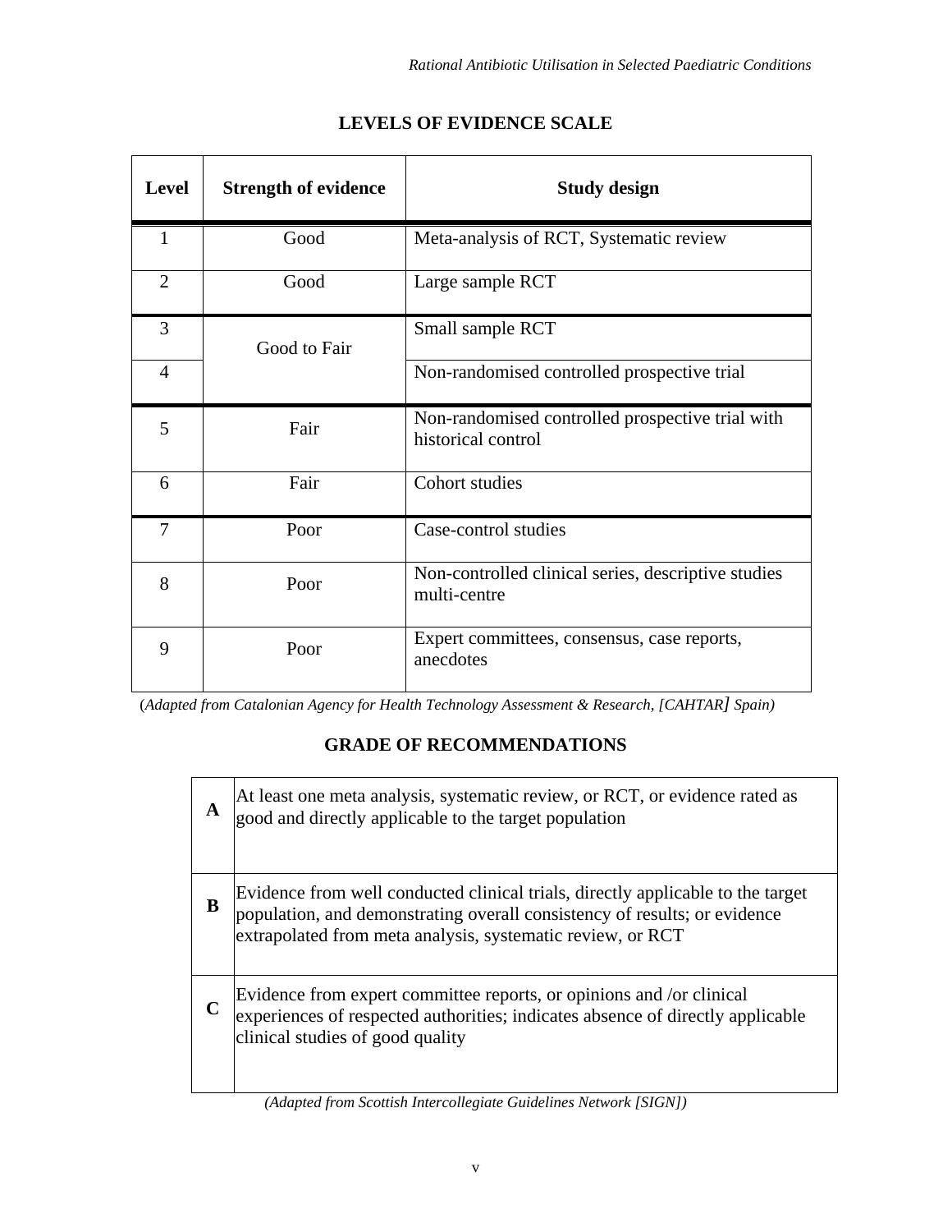## LEVELS OF EVIDENCE SCALE

| Level | Strength of evidence | Study design |
|---|---|---|
| 1 | Good | Meta-analysis of RCT, Systematic review |
| 2 | Good | Large sample RCT |
| 3 | Good to Fair | Small sample RCT |
| 4 | | Non-randomised controlled prospective trial |
| 5 | Fair | Non-randomised controlled prospective trial with historical control |
| 6 | Fair | Cohort studies |
| 7 | Poor | Case-control studies |
| 8 | Poor | Non-controlled clinical series, descriptive studies multi-centre |
| 9 | Poor | Expert committees, consensus, case reports, anecdotes |

(*Adapted from Catalonian Agency for Health Technology Assessment & Research, [CAHTAR] Spain)*

## GRADE OF RECOMMENDATIONS

| | |
|---|---|
| **A** | At least one meta analysis, systematic review, or RCT, or evidence rated as good and directly applicable to the target population |
| **B** | Evidence from well conducted clinical trials, directly applicable to the target population, and demonstrating overall consistency of results; or evidence extrapolated from meta analysis, systematic review, or RCT |
| **C** | Evidence from expert committee reports, or opinions and /or clinical experiences of respected authorities; indicates absence of directly applicable clinical studies of good quality |

*(Adapted from Scottish Intercollegiate Guidelines Network [SIGN])*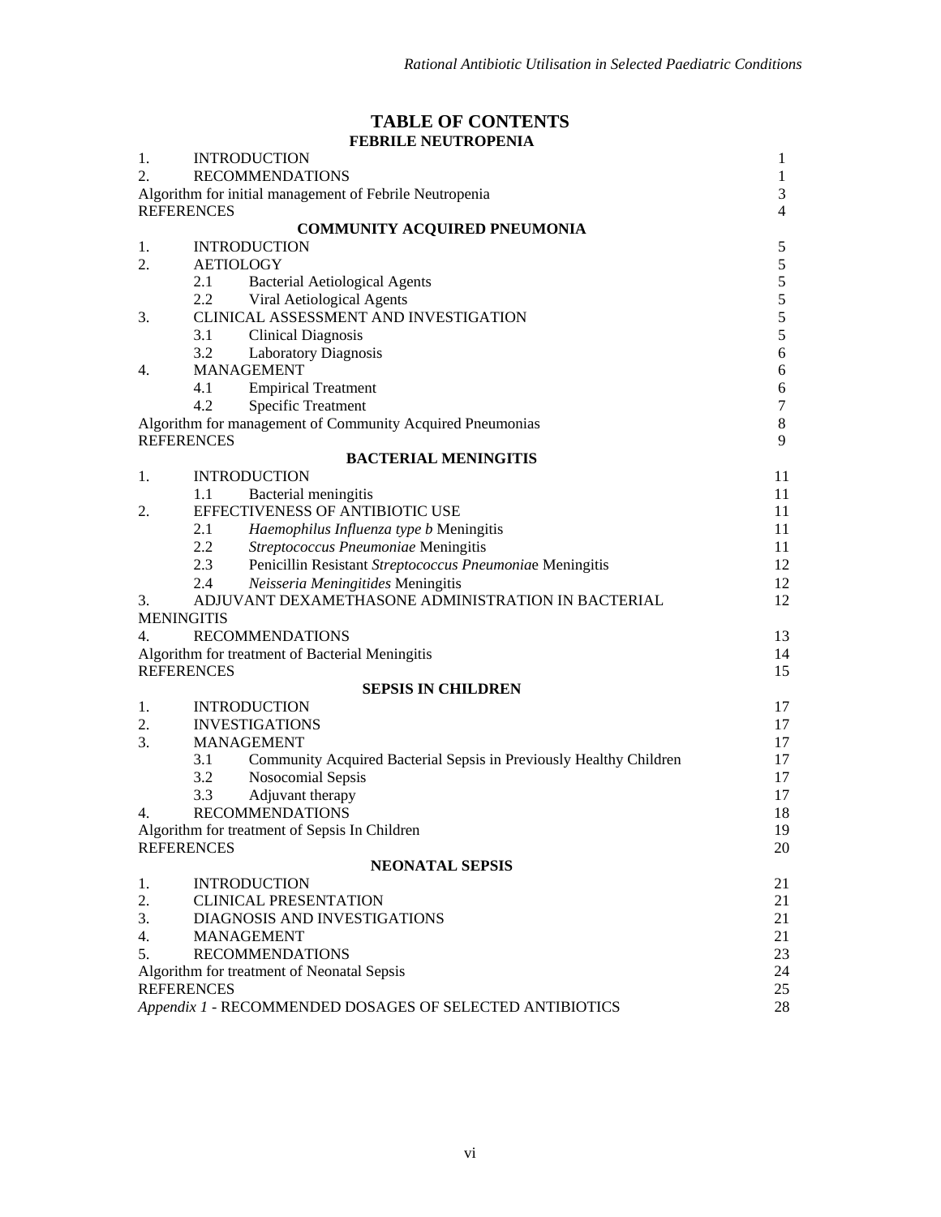# TABLE OF CONTENTS

## FEBRILE NEUTROPENIA

| | | |
|---|---|---|
| 1. | INTRODUCTION | 1 |
| 2. | RECOMMENDATIONS | 1 |
| | Algorithm for initial management of Febrile Neutropenia | 3 |
| | REFERENCES | 4 |

## COMMUNITY ACQUIRED PNEUMONIA

| | | |
|---|---|---|
| 1. | INTRODUCTION | 5 |
| 2. | AETIOLOGY | 5 |
| 2.1 | Bacterial Aetiological Agents | 5 |
| 2.2 | Viral Aetiological Agents | 5 |
| 3. | CLINICAL ASSESSMENT AND INVESTIGATION | 5 |
| 3.1 | Clinical Diagnosis | 5 |
| 3.2 | Laboratory Diagnosis | 6 |
| 4. | MANAGEMENT | 6 |
| 4.1 | Empirical Treatment | 6 |
| 4.2 | Specific Treatment | 7 |
| | Algorithm for management of Community Acquired Pneumonias | 8 |
| | REFERENCES | 9 |

## BACTERIAL MENINGITIS

| | | |
|---|---|---|
| 1. | INTRODUCTION | 11 |
| 1.1 | Bacterial meningitis | 11 |
| 2. | EFFECTIVENESS OF ANTIBIOTIC USE | 11 |
| 2.1 | *Haemophilus Influenza type b* Meningitis | 11 |
| 2.2 | *Streptococcus Pneumoniae* Meningitis | 11 |
| 2.3 | Penicillin Resistant *Streptococcus Pneumonia*e Meningitis | 12 |
| 2.4 | *Neisseria Meningitides* Meningitis | 12 |
| 3. | ADJUVANT DEXAMETHASONE ADMINISTRATION IN BACTERIAL MENINGITIS | 12 |
| 4. | RECOMMENDATIONS | 13 |
| | Algorithm for treatment of Bacterial Meningitis | 14 |
| | REFERENCES | 15 |

## SEPSIS IN CHILDREN

| | | |
|---|---|---|
| 1. | INTRODUCTION | 17 |
| 2. | INVESTIGATIONS | 17 |
| 3. | MANAGEMENT | 17 |
| 3.1 | Community Acquired Bacterial Sepsis in Previously Healthy Children | 17 |
| 3.2 | Nosocomial Sepsis | 17 |
| 3.3 | Adjuvant therapy | 17 |
| 4. | RECOMMENDATIONS | 18 |
| | Algorithm for treatment of Sepsis In Children | 19 |
| | REFERENCES | 20 |

## NEONATAL SEPSIS

| | | |
|---|---|---|
| 1. | INTRODUCTION | 21 |
| 2. | CLINICAL PRESENTATION | 21 |
| 3. | DIAGNOSIS AND INVESTIGATIONS | 21 |
| 4. | MANAGEMENT | 21 |
| 5. | RECOMMENDATIONS | 23 |
| | Algorithm for treatment of Neonatal Sepsis | 24 |
| | REFERENCES | 25 |
| | *Appendix 1* - RECOMMENDED DOSAGES OF SELECTED ANTIBIOTICS | 28 |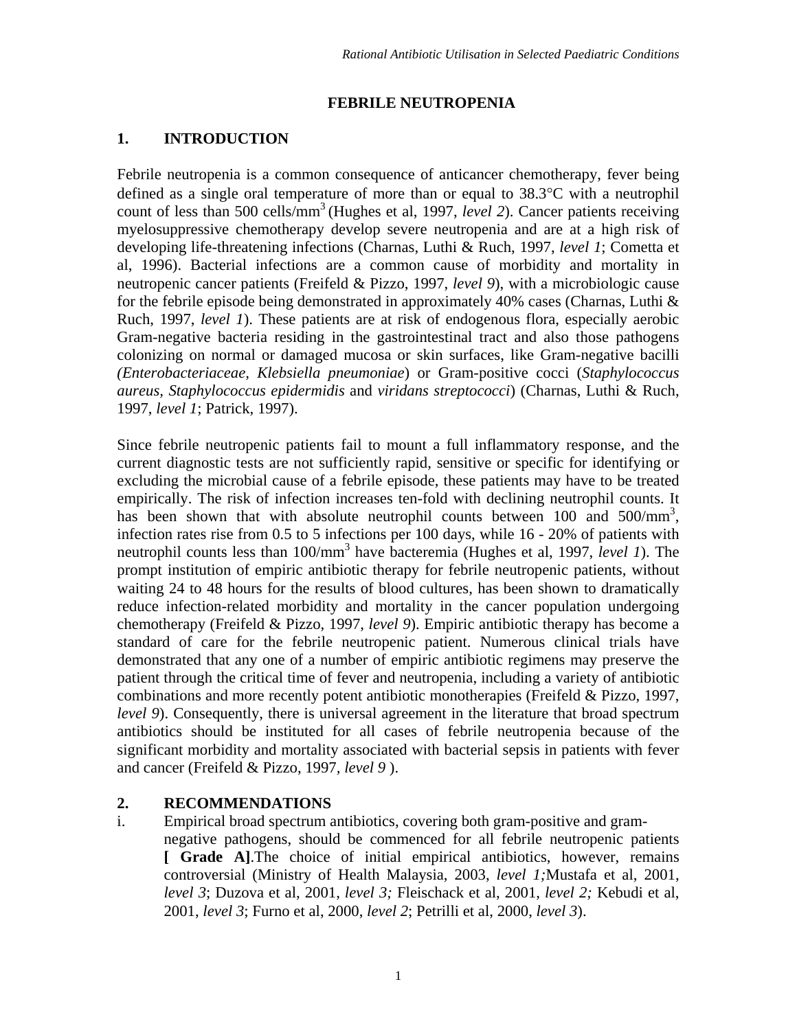# FEBRILE NEUTROPENIA

## 1. INTRODUCTION

Febrile neutropenia is a common consequence of anticancer chemotherapy, fever being defined as a single oral temperature of more than or equal to 38.3°C with a neutrophil count of less than 500 cells/$mm^3$ (Hughes et al, 1997, *level 2*). Cancer patients receiving myelosuppressive chemotherapy develop severe neutropenia and are at a high risk of developing life-threatening infections (Charnas, Luthi & Ruch, 1997, *level 1*; Cometta et al, 1996). Bacterial infections are a common cause of morbidity and mortality in neutropenic cancer patients (Freifeld & Pizzo, 1997, *level 9*), with a microbiologic cause for the febrile episode being demonstrated in approximately 40% cases (Charnas, Luthi & Ruch, 1997, *level 1*). These patients are at risk of endogenous flora, especially aerobic Gram-negative bacteria residing in the gastrointestinal tract and also those pathogens colonizing on normal or damaged mucosa or skin surfaces, like Gram-negative bacilli (*Enterobacteriaceae, Klebsiella pneumoniae*) or Gram-positive cocci (*Staphylococcus aureus*, *Staphylococcus epidermidis* and *viridans streptococci*) (Charnas, Luthi & Ruch, 1997, *level 1*; Patrick, 1997).

Since febrile neutropenic patients fail to mount a full inflammatory response, and the current diagnostic tests are not sufficiently rapid, sensitive or specific for identifying or excluding the microbial cause of a febrile episode, these patients may have to be treated empirically. The risk of infection increases ten-fold with declining neutrophil counts. It has been shown that with absolute neutrophil counts between 100 and 500/$mm^3$, infection rates rise from 0.5 to 5 infections per 100 days, while 16 - 20% of patients with neutrophil counts less than 100/$mm^3$ have bacteremia (Hughes et al, 1997, *level 1*). The prompt institution of empiric antibiotic therapy for febrile neutropenic patients, without waiting 24 to 48 hours for the results of blood cultures, has been shown to dramatically reduce infection-related morbidity and mortality in the cancer population undergoing chemotherapy (Freifeld & Pizzo, 1997, *level 9*). Empiric antibiotic therapy has become a standard of care for the febrile neutropenic patient. Numerous clinical trials have demonstrated that any one of a number of empiric antibiotic regimens may preserve the patient through the critical time of fever and neutropenia, including a variety of antibiotic combinations and more recently potent antibiotic monotherapies (Freifeld & Pizzo, 1997, *level 9*). Consequently, there is universal agreement in the literature that broad spectrum antibiotics should be instituted for all cases of febrile neutropenia because of the significant morbidity and mortality associated with bacterial sepsis in patients with fever and cancer (Freifeld & Pizzo, 1997, *level 9* ).

## 2. RECOMMENDATIONS

i. Empirical broad spectrum antibiotics, covering both gram-positive and gram-negative pathogens, should be commenced for all febrile neutropenic patients **[ Grade A]**.The choice of initial empirical antibiotics, however, remains controversial (Ministry of Health Malaysia, 2003, *level 1;*Mustafa et al, 2001, *level 3*; Duzova et al, 2001, *level 3;* Fleischack et al, 2001, *level 2;* Kebudi et al, 2001, *level 3*; Furno et al, 2000, *level 2*; Petrilli et al, 2000, *level 3*).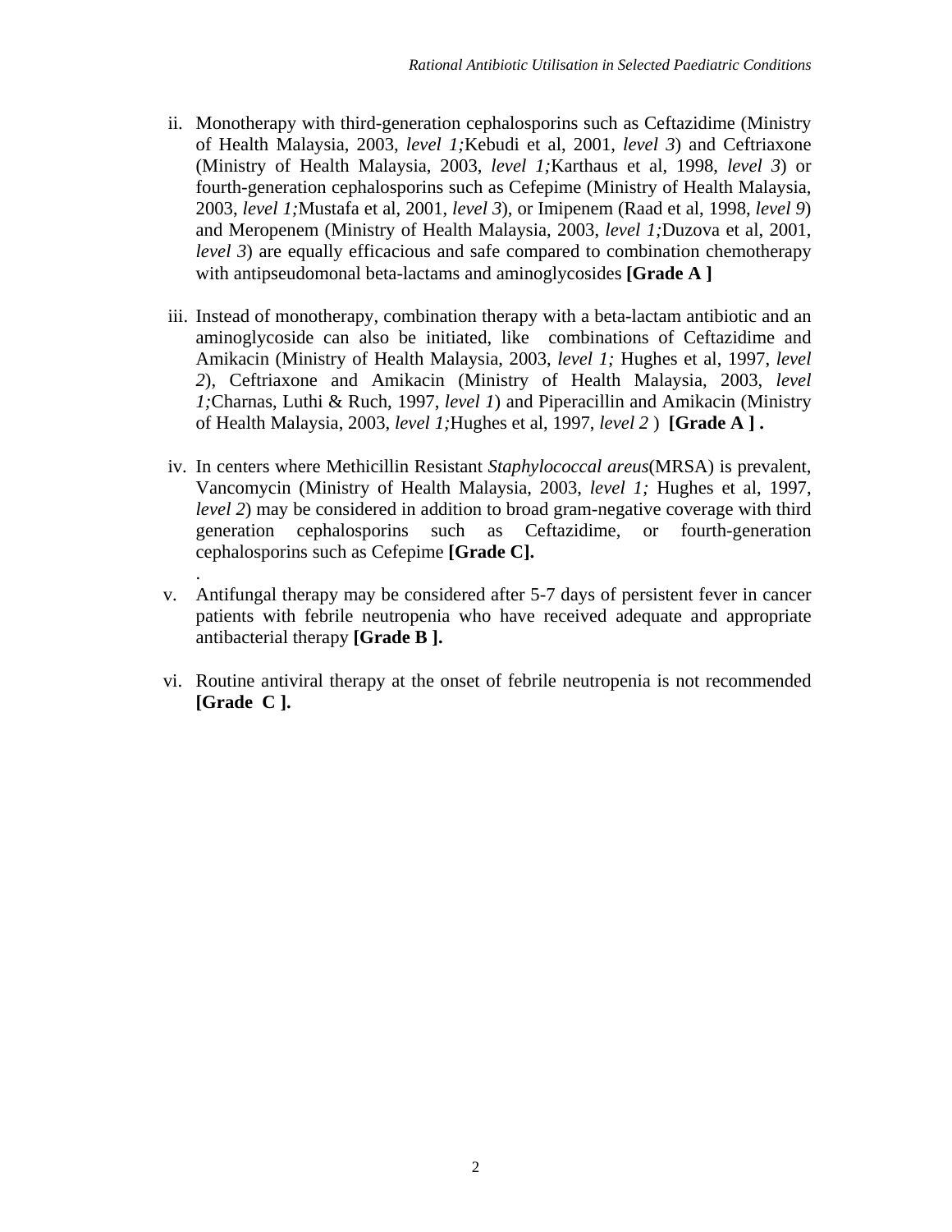ii. Monotherapy with third-generation cephalosporins such as Ceftazidime (Ministry of Health Malaysia, 2003, *level 1;*Kebudi et al, 2001, *level 3*) and Ceftriaxone (Ministry of Health Malaysia, 2003, *level 1;*Karthaus et al, 1998, *level 3*) or fourth-generation cephalosporins such as Cefepime (Ministry of Health Malaysia, 2003, *level 1;*Mustafa et al, 2001, *level 3*), or Imipenem (Raad et al, 1998, *level 9*) and Meropenem (Ministry of Health Malaysia, 2003, *level 1;*Duzova et al, 2001, *level 3*) are equally efficacious and safe compared to combination chemotherapy with antipseudomonal beta-lactams and aminoglycosides **[Grade A ]**

iii. Instead of monotherapy, combination therapy with a beta-lactam antibiotic and an aminoglycoside can also be initiated, like combinations of Ceftazidime and Amikacin (Ministry of Health Malaysia, 2003, *level 1;* Hughes et al, 1997, *level 2*), Ceftriaxone and Amikacin (Ministry of Health Malaysia, 2003, *level 1;*Charnas, Luthi & Ruch, 1997, *level 1*) and Piperacillin and Amikacin (Ministry of Health Malaysia, 2003, *level 1;*Hughes et al, 1997, *level 2* ) **[Grade A ] .**

iv. In centers where Methicillin Resistant *Staphylococcal areus*(MRSA) is prevalent, Vancomycin (Ministry of Health Malaysia, 2003, *level 1;* Hughes et al, 1997, *level 2*) may be considered in addition to broad gram-negative coverage with third generation cephalosporins such as Ceftazidime, or fourth-generation cephalosporins such as Cefepime **[Grade C].**

v. Antifungal therapy may be considered after 5-7 days of persistent fever in cancer patients with febrile neutropenia who have received adequate and appropriate antibacterial therapy **[Grade B ].**

vi. Routine antiviral therapy at the onset of febrile neutropenia is not recommended **[Grade C ].**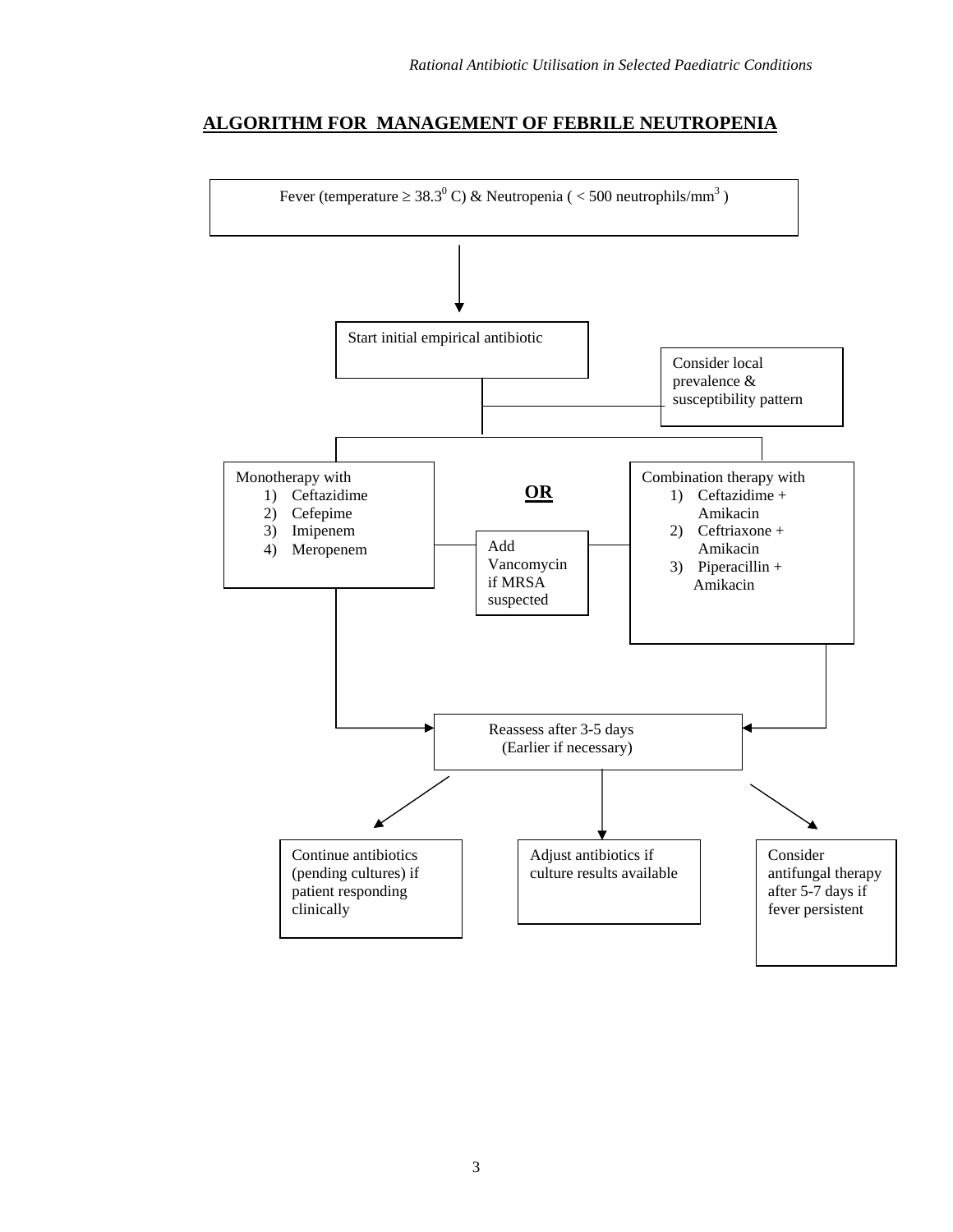## ALGORITHM FOR MANAGEMENT OF FEBRILE NEUTROPENIA

Fever (temperature ≥ 38.3$^0$ C) & Neutropenia ( < 500 neutrophils/mm$^3$ )

Start initial empirical antibiotic

Consider local prevalence & susceptibility pattern

Monotherapy with
1) Ceftazidime
2) Cefepime
3) Imipenem
4) Meropenem

**OR**

Combination therapy with
1) Ceftazidime + Amikacin
2) Ceftriaxone + Amikacin
3) Piperacillin + Amikacin

Add Vancomycin if MRSA suspected

Reassess after 3-5 days
(Earlier if necessary)

Continue antibiotics (pending cultures) if patient responding clinically

Adjust antibiotics if culture results available

Consider antifungal therapy after 5-7 days if fever persistent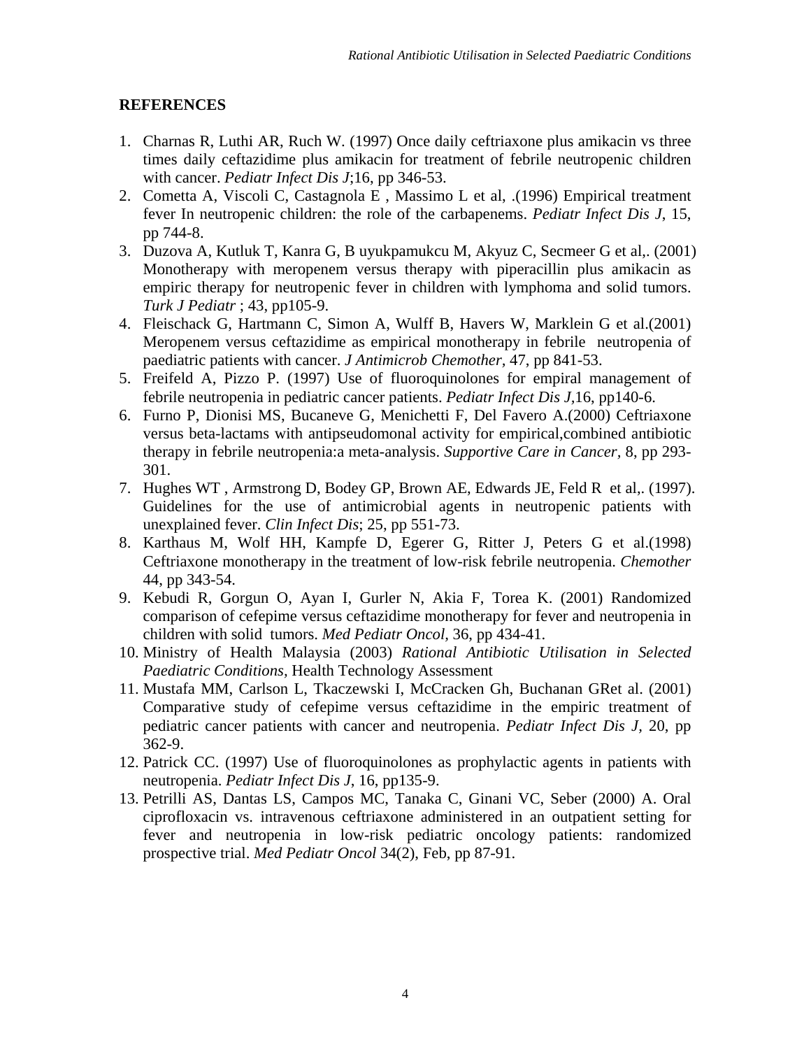## REFERENCES

1. Charnas R, Luthi AR, Ruch W. (1997) Once daily ceftriaxone plus amikacin vs three times daily ceftazidime plus amikacin for treatment of febrile neutropenic children with cancer. *Pediatr Infect Dis J*;16, pp 346-53.
2. Cometta A, Viscoli C, Castagnola E , Massimo L et al, .(1996) Empirical treatment fever In neutropenic children: the role of the carbapenems. *Pediatr Infect Dis J*, 15, pp 744-8.
3. Duzova A, Kutluk T, Kanra G, B uyukpamukcu M, Akyuz C, Secmeer G et al,. (2001) Monotherapy with meropenem versus therapy with piperacillin plus amikacin as empiric therapy for neutropenic fever in children with lymphoma and solid tumors. *Turk J Pediatr* ; 43, pp105-9.
4. Fleischack G, Hartmann C, Simon A, Wulff B, Havers W, Marklein G et al.(2001) Meropenem versus ceftazidime as empirical monotherapy in febrile neutropenia of paediatric patients with cancer. *J Antimicrob Chemother,* 47, pp 841-53.
5. Freifeld A, Pizzo P. (1997) Use of fluoroquinolones for empiral management of febrile neutropenia in pediatric cancer patients. *Pediatr Infect Dis J*,16, pp140-6.
6. Furno P, Dionisi MS, Bucaneve G, Menichetti F, Del Favero A.(2000) Ceftriaxone versus beta-lactams with antipseudomonal activity for empirical,combined antibiotic therapy in febrile neutropenia:a meta-analysis. *Supportive Care in Cancer,* 8, pp 293-301.
7. Hughes WT , Armstrong D, Bodey GP, Brown AE, Edwards JE, Feld R et al,. (1997). Guidelines for the use of antimicrobial agents in neutropenic patients with unexplained fever. *Clin Infect Dis*; 25, pp 551-73.
8. Karthaus M, Wolf HH, Kampfe D, Egerer G, Ritter J, Peters G et al.(1998) Ceftriaxone monotherapy in the treatment of low-risk febrile neutropenia. *Chemother* 44, pp 343-54.
9. Kebudi R, Gorgun O, Ayan I, Gurler N, Akia F, Torea K. (2001) Randomized comparison of cefepime versus ceftazidime monotherapy for fever and neutropenia in children with solid tumors. *Med Pediatr Oncol,* 36, pp 434-41.
10. Ministry of Health Malaysia (2003) *Rational Antibiotic Utilisation in Selected Paediatric Conditions,* Health Technology Assessment
11. Mustafa MM, Carlson L, Tkaczewski I, McCracken Gh, Buchanan GRet al. (2001) Comparative study of cefepime versus ceftazidime in the empiric treatment of pediatric cancer patients with cancer and neutropenia. *Pediatr Infect Dis J,* 20, pp 362-9.
12. Patrick CC. (1997) Use of fluoroquinolones as prophylactic agents in patients with neutropenia. *Pediatr Infect Dis J,* 16, pp135-9.
13. Petrilli AS, Dantas LS, Campos MC, Tanaka C, Ginani VC, Seber (2000) A. Oral ciprofloxacin vs. intravenous ceftriaxone administered in an outpatient setting for fever and neutropenia in low-risk pediatric oncology patients: randomized prospective trial. *Med Pediatr Oncol* 34(2), Feb, pp 87-91.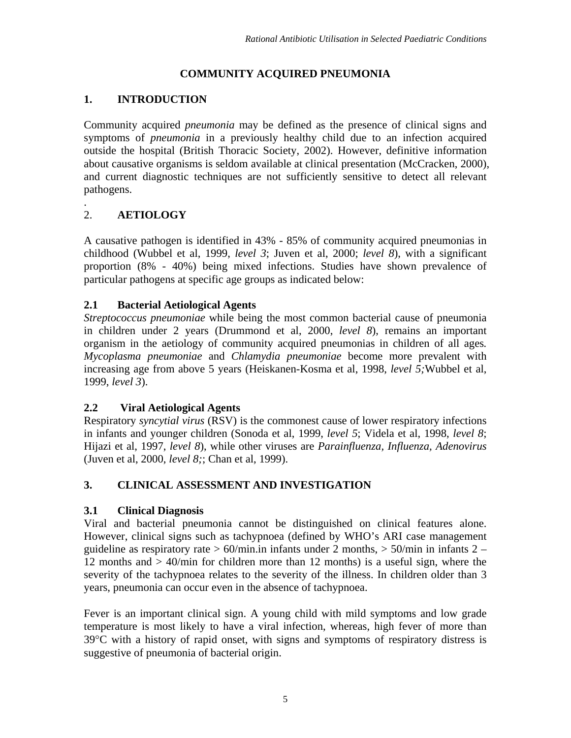# COMMUNITY ACQUIRED PNEUMONIA

## 1. INTRODUCTION

Community acquired *pneumonia* may be defined as the presence of clinical signs and symptoms of *pneumonia* in a previously healthy child due to an infection acquired outside the hospital (British Thoracic Society, 2002). However, definitive information about causative organisms is seldom available at clinical presentation (McCracken, 2000), and current diagnostic techniques are not sufficiently sensitive to detect all relevant pathogens.

.

## 2. AETIOLOGY

A causative pathogen is identified in 43% - 85% of community acquired pneumonias in childhood (Wubbel et al, 1999, *level 3*; Juven et al, 2000; *level 8*), with a significant proportion (8% - 40%) being mixed infections. Studies have shown prevalence of particular pathogens at specific age groups as indicated below:

### 2.1 Bacterial Aetiological Agents

*Streptococcus pneumoniae* while being the most common bacterial cause of pneumonia in children under 2 years (Drummond et al, 2000, *level 8*), remains an important organism in the aetiology of community acquired pneumonias in children of all ages. *Mycoplasma pneumoniae* and *Chlamydia pneumoniae* become more prevalent with increasing age from above 5 years (Heiskanen-Kosma et al, 1998, *level 5;*Wubbel et al, 1999, *level 3*).

### 2.2 Viral Aetiological Agents

Respiratory *syncytial virus* (RSV) is the commonest cause of lower respiratory infections in infants and younger children (Sonoda et al, 1999, *level 5*; Videla et al, 1998, *level 8*; Hijazi et al, 1997, *level 8*), while other viruses are *Parainfluenza, Influenza, Adenovirus* (Juven et al, 2000, *level 8;*; Chan et al, 1999).

## 3. CLINICAL ASSESSMENT AND INVESTIGATION

### 3.1 Clinical Diagnosis

Viral and bacterial pneumonia cannot be distinguished on clinical features alone. However, clinical signs such as tachypnoea (defined by WHO's ARI case management guideline as respiratory rate > 60/min.in infants under 2 months, > 50/min in infants 2 – 12 months and > 40/min for children more than 12 months) is a useful sign, where the severity of the tachypnoea relates to the severity of the illness. In children older than 3 years, pneumonia can occur even in the absence of tachypnoea.

Fever is an important clinical sign. A young child with mild symptoms and low grade temperature is most likely to have a viral infection, whereas, high fever of more than 39°C with a history of rapid onset, with signs and symptoms of respiratory distress is suggestive of pneumonia of bacterial origin.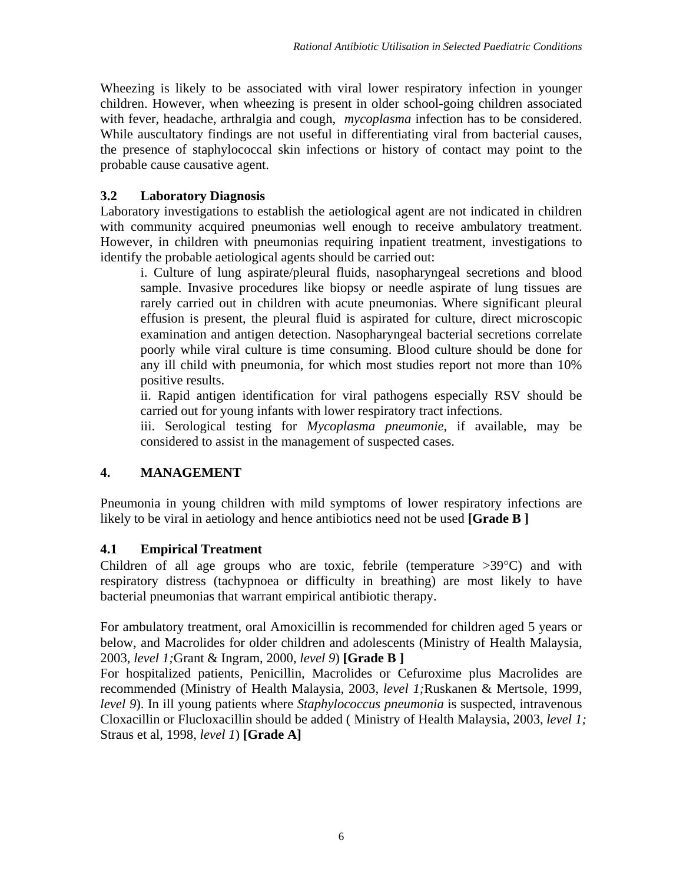Wheezing is likely to be associated with viral lower respiratory infection in younger children. However, when wheezing is present in older school-going children associated with fever, headache, arthralgia and cough, *mycoplasma* infection has to be considered. While auscultatory findings are not useful in differentiating viral from bacterial causes, the presence of staphylococcal skin infections or history of contact may point to the probable cause causative agent.

### 3.2 Laboratory Diagnosis

Laboratory investigations to establish the aetiological agent are not indicated in children with community acquired pneumonias well enough to receive ambulatory treatment. However, in children with pneumonias requiring inpatient treatment, investigations to identify the probable aetiological agents should be carried out:

i. Culture of lung aspirate/pleural fluids, nasopharyngeal secretions and blood sample. Invasive procedures like biopsy or needle aspirate of lung tissues are rarely carried out in children with acute pneumonias. Where significant pleural effusion is present, the pleural fluid is aspirated for culture, direct microscopic examination and antigen detection. Nasopharyngeal bacterial secretions correlate poorly while viral culture is time consuming. Blood culture should be done for any ill child with pneumonia, for which most studies report not more than 10% positive results.

ii. Rapid antigen identification for viral pathogens especially RSV should be carried out for young infants with lower respiratory tract infections.

iii. Serological testing for *Mycoplasma pneumonie*, if available, may be considered to assist in the management of suspected cases.

## 4. MANAGEMENT

Pneumonia in young children with mild symptoms of lower respiratory infections are likely to be viral in aetiology and hence antibiotics need not be used **[Grade B ]**

### 4.1 Empirical Treatment

Children of all age groups who are toxic, febrile (temperature >39°C) and with respiratory distress (tachypnoea or difficulty in breathing) are most likely to have bacterial pneumonias that warrant empirical antibiotic therapy.

For ambulatory treatment, oral Amoxicillin is recommended for children aged 5 years or below, and Macrolides for older children and adolescents (Ministry of Health Malaysia, 2003, *level 1;*Grant & Ingram, 2000, *level 9*) **[Grade B ]**

For hospitalized patients, Penicillin, Macrolides or Cefuroxime plus Macrolides are recommended (Ministry of Health Malaysia, 2003, *level 1;*Ruskanen & Mertsole, 1999, *level 9*). In ill young patients where *Staphylococcus pneumonia* is suspected, intravenous Cloxacillin or Flucloxacillin should be added ( Ministry of Health Malaysia, 2003, *level 1;* Straus et al, 1998, *level 1*) **[Grade A]**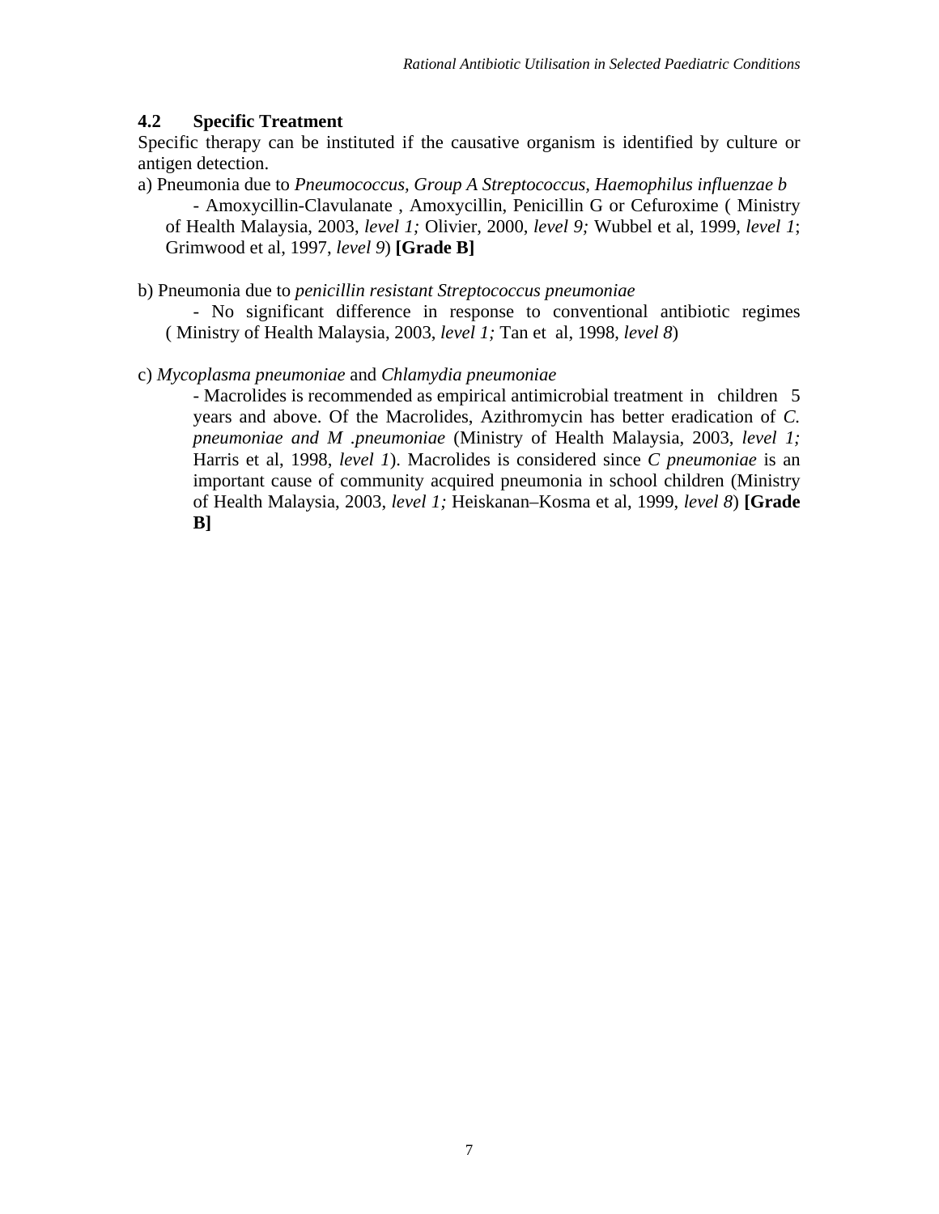### 4.2 Specific Treatment

Specific therapy can be instituted if the causative organism is identified by culture or antigen detection.

a) Pneumonia due to *Pneumococcus, Group A Streptococcus, Haemophilus influenzae b*

- Amoxycillin-Clavulanate , Amoxycillin, Penicillin G or Cefuroxime ( Ministry of Health Malaysia, 2003, *level 1;* Olivier, 2000, *level 9;* Wubbel et al, 1999, *level 1*; Grimwood et al, 1997, *level 9*) **[Grade B]**

b) Pneumonia due to *penicillin resistant Streptococcus pneumoniae*

- No significant difference in response to conventional antibiotic regimes ( Ministry of Health Malaysia, 2003, *level 1;* Tan et al, 1998, *level 8*)

c) *Mycoplasma pneumoniae* and *Chlamydia pneumoniae*

- Macrolides is recommended as empirical antimicrobial treatment in children 5 years and above. Of the Macrolides, Azithromycin has better eradication of *C. pneumoniae and M .pneumoniae* (Ministry of Health Malaysia, 2003, *level 1;* Harris et al, 1998, *level 1*). Macrolides is considered since *C pneumoniae* is an important cause of community acquired pneumonia in school children (Ministry of Health Malaysia, 2003, *level 1;* Heiskanan–Kosma et al, 1999, *level 8*) **[Grade B]**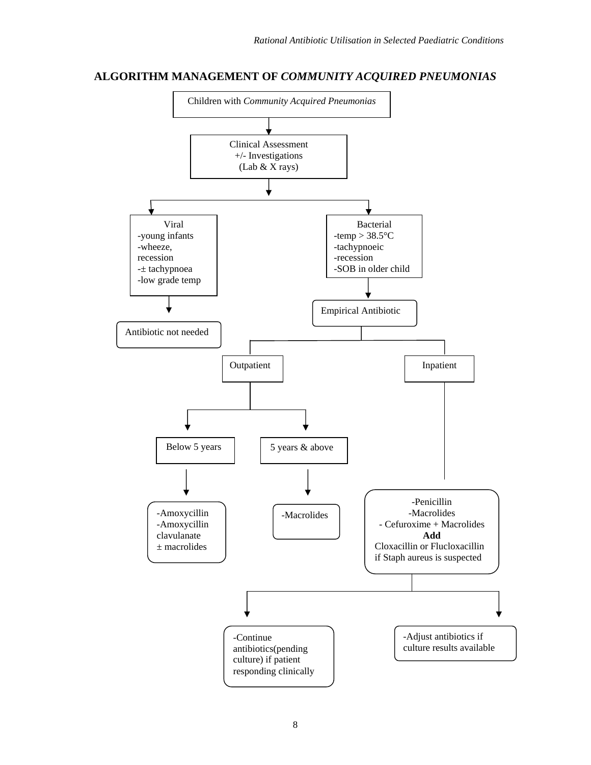## ALGORITHM MANAGEMENT OF *COMMUNITY ACQUIRED PNEUMONIAS*

Children with *Community Acquired Pneumonias*

Clinical Assessment
+/- Investigations
(Lab & X rays)

**Viral**
- young infants
- wheeze, recession
- ± tachypnoea
- low grade temp

→ Antibiotic not needed

**Bacterial**
- temp > 38.5°C
- tachypnoeic
- recession
- SOB in older child

→ Empirical Antibiotic

**Outpatient**

- Below 5 years
  - Amoxycillin
  - Amoxycillin clavulanate
  - ± macrolides
- 5 years & above
  - Macrolides

**Inpatient**

- Penicillin
- Macrolides
- Cefuroxime + Macrolides

**Add**
Cloxacillin or Flucloxacillin if Staph aureus is suspected

- Continue antibiotics(pending culture) if patient responding clinically
- Adjust antibiotics if culture results available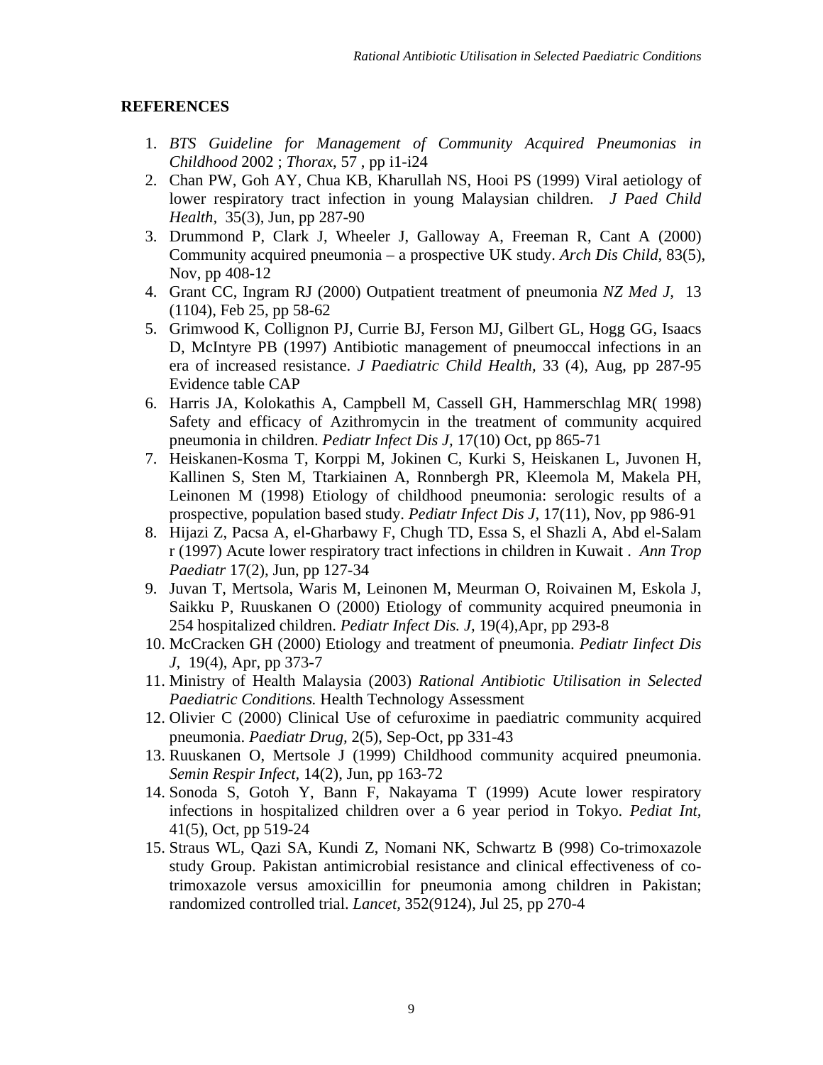## REFERENCES

1. *BTS Guideline for Management of Community Acquired Pneumonias in Childhood* 2002 ; *Thorax*, 57 , pp i1-i24
2. Chan PW, Goh AY, Chua KB, Kharullah NS, Hooi PS (1999) Viral aetiology of lower respiratory tract infection in young Malaysian children. *J Paed Child Health*, 35(3), Jun, pp 287-90
3. Drummond P, Clark J, Wheeler J, Galloway A, Freeman R, Cant A (2000) Community acquired pneumonia – a prospective UK study. *Arch Dis Child*, 83(5), Nov, pp 408-12
4. Grant CC, Ingram RJ (2000) Outpatient treatment of pneumonia *NZ Med J*, 13 (1104), Feb 25, pp 58-62
5. Grimwood K, Collignon PJ, Currie BJ, Ferson MJ, Gilbert GL, Hogg GG, Isaacs D, McIntyre PB (1997) Antibiotic management of pneumoccal infections in an era of increased resistance. *J Paediatric Child Health*, 33 (4), Aug, pp 287-95 Evidence table CAP
6. Harris JA, Kolokathis A, Campbell M, Cassell GH, Hammerschlag MR( 1998) Safety and efficacy of Azithromycin in the treatment of community acquired pneumonia in children. *Pediatr Infect Dis J*, 17(10) Oct, pp 865-71
7. Heiskanen-Kosma T, Korppi M, Jokinen C, Kurki S, Heiskanen L, Juvonen H, Kallinen S, Sten M, Ttarkiainen A, Ronnbergh PR, Kleemola M, Makela PH, Leinonen M (1998) Etiology of childhood pneumonia: serologic results of a prospective, population based study. *Pediatr Infect Dis J*, 17(11), Nov, pp 986-91
8. Hijazi Z, Pacsa A, el-Gharbawy F, Chugh TD, Essa S, el Shazli A, Abd el-Salam r (1997) Acute lower respiratory tract infections in children in Kuwait . *Ann Trop Paediatr* 17(2), Jun, pp 127-34
9. Juvan T, Mertsola, Waris M, Leinonen M, Meurman O, Roivainen M, Eskola J, Saikku P, Ruuskanen O (2000) Etiology of community acquired pneumonia in 254 hospitalized children. *Pediatr Infect Dis. J*, 19(4),Apr, pp 293-8
10. McCracken GH (2000) Etiology and treatment of pneumonia. *Pediatr Iinfect Dis J*, 19(4), Apr, pp 373-7
11. Ministry of Health Malaysia (2003) *Rational Antibiotic Utilisation in Selected Paediatric Conditions.* Health Technology Assessment
12. Olivier C (2000) Clinical Use of cefuroxime in paediatric community acquired pneumonia. *Paediatr Drug*, 2(5), Sep-Oct, pp 331-43
13. Ruuskanen O, Mertsole J (1999) Childhood community acquired pneumonia. *Semin Respir Infect*, 14(2), Jun, pp 163-72
14. Sonoda S, Gotoh Y, Bann F, Nakayama T (1999) Acute lower respiratory infections in hospitalized children over a 6 year period in Tokyo. *Pediat Int*, 41(5), Oct, pp 519-24
15. Straus WL, Qazi SA, Kundi Z, Nomani NK, Schwartz B (998) Co-trimoxazole study Group. Pakistan antimicrobial resistance and clinical effectiveness of co-trimoxazole versus amoxicillin for pneumonia among children in Pakistan; randomized controlled trial. *Lancet*, 352(9124), Jul 25, pp 270-4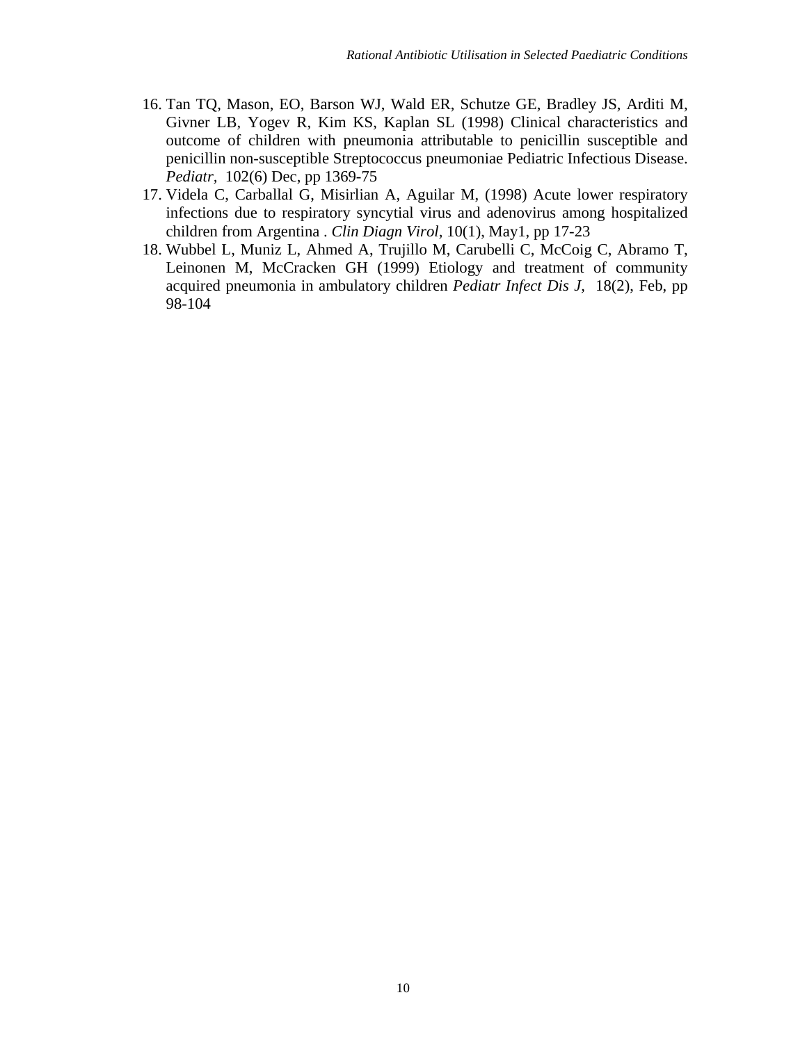16. Tan TQ, Mason, EO, Barson WJ, Wald ER, Schutze GE, Bradley JS, Arditi M, Givner LB, Yogev R, Kim KS, Kaplan SL (1998) Clinical characteristics and outcome of children with pneumonia attributable to penicillin susceptible and penicillin non-susceptible Streptococcus pneumoniae Pediatric Infectious Disease. *Pediatr,* 102(6) Dec, pp 1369-75
17. Videla C, Carballal G, Misirlian A, Aguilar M, (1998) Acute lower respiratory infections due to respiratory syncytial virus and adenovirus among hospitalized children from Argentina . *Clin Diagn Virol*, 10(1), May1, pp 17-23
18. Wubbel L, Muniz L, Ahmed A, Trujillo M, Carubelli C, McCoig C, Abramo T, Leinonen M, McCracken GH (1999) Etiology and treatment of community acquired pneumonia in ambulatory children *Pediatr Infect Dis J,* 18(2), Feb, pp 98-104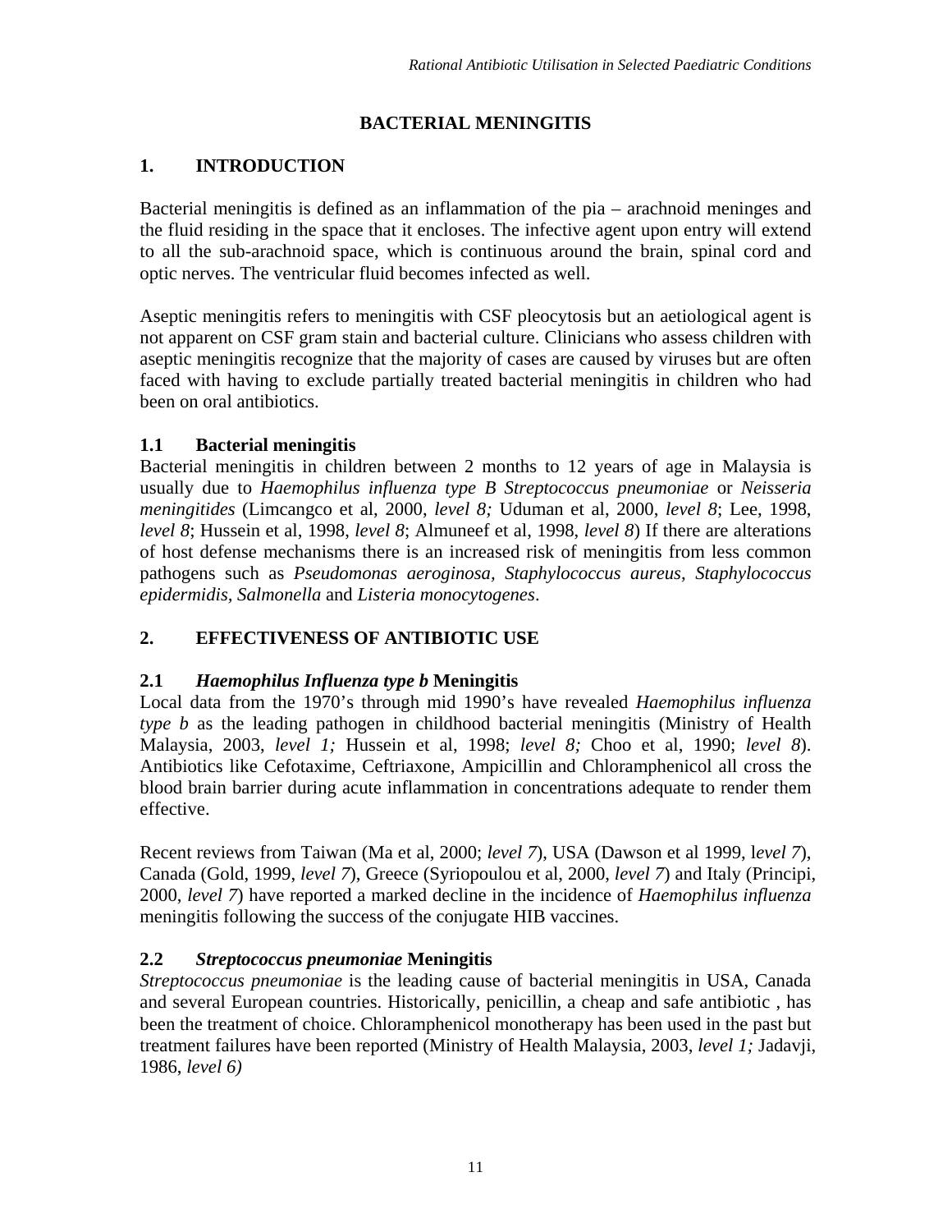# BACTERIAL MENINGITIS

## 1. INTRODUCTION

Bacterial meningitis is defined as an inflammation of the pia – arachnoid meninges and the fluid residing in the space that it encloses. The infective agent upon entry will extend to all the sub-arachnoid space, which is continuous around the brain, spinal cord and optic nerves. The ventricular fluid becomes infected as well.

Aseptic meningitis refers to meningitis with CSF pleocytosis but an aetiological agent is not apparent on CSF gram stain and bacterial culture. Clinicians who assess children with aseptic meningitis recognize that the majority of cases are caused by viruses but are often faced with having to exclude partially treated bacterial meningitis in children who had been on oral antibiotics.

### 1.1 Bacterial meningitis

Bacterial meningitis in children between 2 months to 12 years of age in Malaysia is usually due to *Haemophilus influenza type B Streptococcus pneumoniae* or *Neisseria meningitides* (Limcangco et al, 2000, *level 8;* Uduman et al, 2000, *level 8*; Lee, 1998, *level 8*; Hussein et al, 1998, *level 8*; Almuneef et al, 1998, *level 8*) If there are alterations of host defense mechanisms there is an increased risk of meningitis from less common pathogens such as *Pseudomonas aeroginosa, Staphylococcus aureus*, *Staphylococcus epidermidis, Salmonella* and *Listeria monocytogenes*.

## 2. EFFECTIVENESS OF ANTIBIOTIC USE

### 2.1 *Haemophilus Influenza type b* Meningitis

Local data from the 1970's through mid 1990's have revealed *Haemophilus influenza type b* as the leading pathogen in childhood bacterial meningitis (Ministry of Health Malaysia, 2003, *level 1;* Hussein et al, 1998; *level 8;* Choo et al, 1990; *level 8*). Antibiotics like Cefotaxime, Ceftriaxone, Ampicillin and Chloramphenicol all cross the blood brain barrier during acute inflammation in concentrations adequate to render them effective.

Recent reviews from Taiwan (Ma et al, 2000; *level 7*), USA (Dawson et al 1999, l*evel 7*), Canada (Gold, 1999, *level 7*), Greece (Syriopoulou et al, 2000, *level 7*) and Italy (Principi, 2000, *level 7*) have reported a marked decline in the incidence of *Haemophilus influenza* meningitis following the success of the conjugate HIB vaccines.

### 2.2 *Streptococcus pneumoniae* Meningitis

*Streptococcus pneumoniae* is the leading cause of bacterial meningitis in USA, Canada and several European countries. Historically, penicillin, a cheap and safe antibiotic , has been the treatment of choice. Chloramphenicol monotherapy has been used in the past but treatment failures have been reported (Ministry of Health Malaysia, 2003, *level 1;* Jadavji, 1986, *level 6)*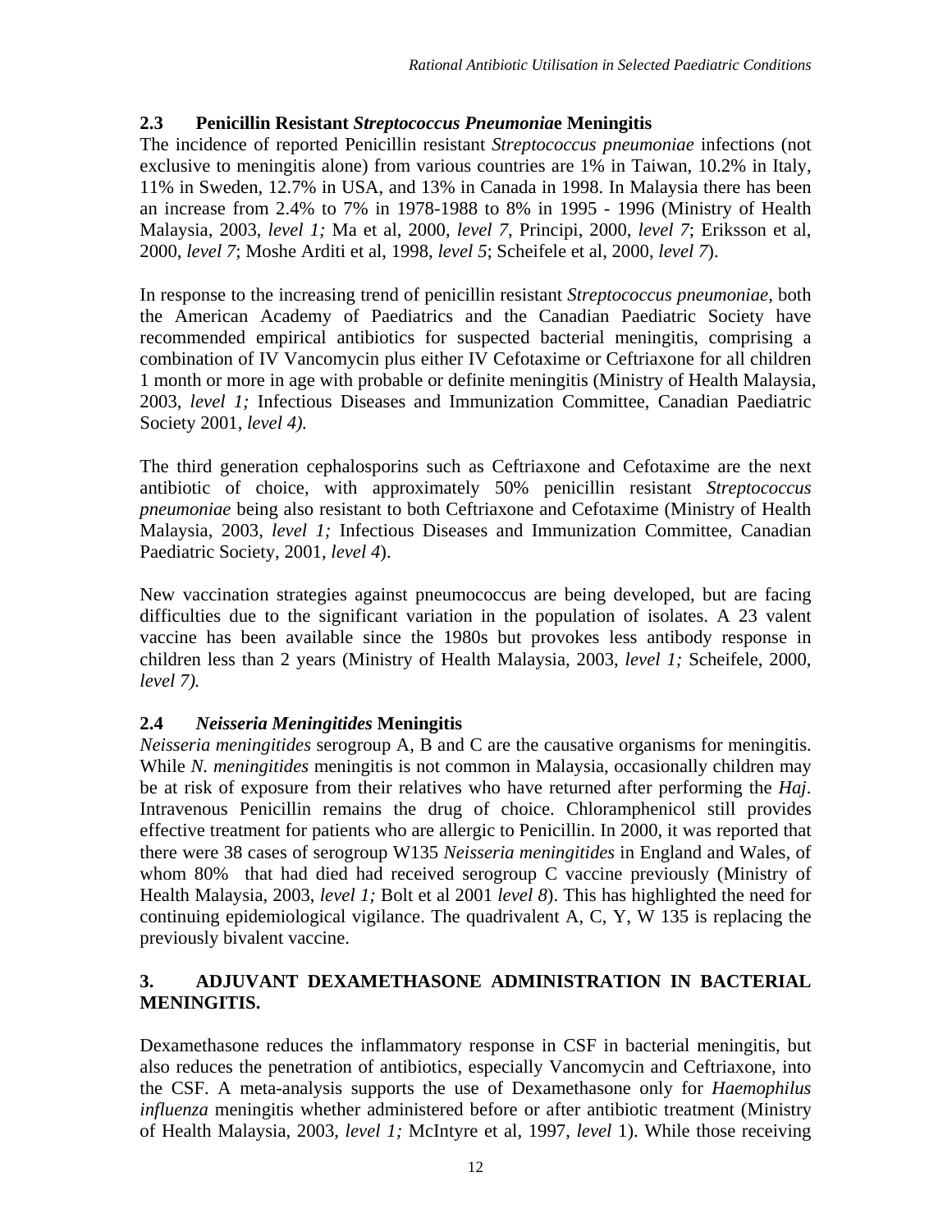## 2.3 Penicillin Resistant *Streptococcus Pneumoniae* Meningitis

The incidence of reported Penicillin resistant *Streptococcus pneumoniae* infections (not exclusive to meningitis alone) from various countries are 1% in Taiwan, 10.2% in Italy, 11% in Sweden, 12.7% in USA, and 13% in Canada in 1998. In Malaysia there has been an increase from 2.4% to 7% in 1978-1988 to 8% in 1995 - 1996 (Ministry of Health Malaysia, 2003, *level 1;* Ma et al, 2000, *level 7*, Principi, 2000, *level 7*; Eriksson et al, 2000, *level 7*; Moshe Arditi et al, 1998, *level 5*; Scheifele et al, 2000, *level 7*).

In response to the increasing trend of penicillin resistant *Streptococcus pneumoniae*, both the American Academy of Paediatrics and the Canadian Paediatric Society have recommended empirical antibiotics for suspected bacterial meningitis, comprising a combination of IV Vancomycin plus either IV Cefotaxime or Ceftriaxone for all children 1 month or more in age with probable or definite meningitis (Ministry of Health Malaysia, 2003, *level 1;* Infectious Diseases and Immunization Committee, Canadian Paediatric Society 2001, *level 4).*

The third generation cephalosporins such as Ceftriaxone and Cefotaxime are the next antibiotic of choice, with approximately 50% penicillin resistant *Streptococcus pneumoniae* being also resistant to both Ceftriaxone and Cefotaxime (Ministry of Health Malaysia, 2003, *level 1;* Infectious Diseases and Immunization Committee, Canadian Paediatric Society, 2001, *level 4*).

New vaccination strategies against pneumococcus are being developed, but are facing difficulties due to the significant variation in the population of isolates. A 23 valent vaccine has been available since the 1980s but provokes less antibody response in children less than 2 years (Ministry of Health Malaysia, 2003, *level 1;* Scheifele, 2000, *level 7).*

## 2.4 *Neisseria Meningitides* Meningitis

*Neisseria meningitides* serogroup A, B and C are the causative organisms for meningitis. While *N. meningitides* meningitis is not common in Malaysia, occasionally children may be at risk of exposure from their relatives who have returned after performing the *Haj*. Intravenous Penicillin remains the drug of choice. Chloramphenicol still provides effective treatment for patients who are allergic to Penicillin. In 2000, it was reported that there were 38 cases of serogroup W135 *Neisseria meningitides* in England and Wales, of whom 80% that had died had received serogroup C vaccine previously (Ministry of Health Malaysia, 2003, *level 1;* Bolt et al 2001 *level 8*). This has highlighted the need for continuing epidemiological vigilance. The quadrivalent A, C, Y, W 135 is replacing the previously bivalent vaccine.

# 3. ADJUVANT DEXAMETHASONE ADMINISTRATION IN BACTERIAL MENINGITIS.

Dexamethasone reduces the inflammatory response in CSF in bacterial meningitis, but also reduces the penetration of antibiotics, especially Vancomycin and Ceftriaxone, into the CSF. A meta-analysis supports the use of Dexamethasone only for *Haemophilus influenza* meningitis whether administered before or after antibiotic treatment (Ministry of Health Malaysia, 2003, *level 1;* McIntyre et al, 1997, *level* 1). While those receiving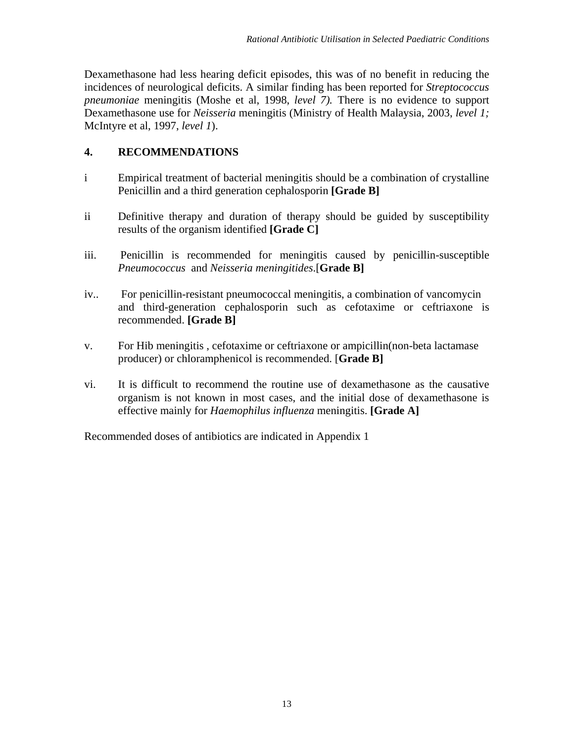Dexamethasone had less hearing deficit episodes, this was of no benefit in reducing the incidences of neurological deficits. A similar finding has been reported for *Streptococcus pneumoniae* meningitis (Moshe et al, 1998, *level 7).* There is no evidence to support Dexamethasone use for *Neisseria* meningitis (Ministry of Health Malaysia, 2003, *level 1;* McIntyre et al, 1997, *level 1*).

## 4. RECOMMENDATIONS

i Empirical treatment of bacterial meningitis should be a combination of crystalline Penicillin and a third generation cephalosporin **[Grade B]**

ii Definitive therapy and duration of therapy should be guided by susceptibility results of the organism identified **[Grade C]**

iii. Penicillin is recommended for meningitis caused by penicillin-susceptible *Pneumococcus* and *Neisseria meningitides*.[**Grade B]**

iv.. For penicillin-resistant pneumococcal meningitis, a combination of vancomycin and third-generation cephalosporin such as cefotaxime or ceftriaxone is recommended. **[Grade B]**

v. For Hib meningitis , cefotaxime or ceftriaxone or ampicillin(non-beta lactamase producer) or chloramphenicol is recommended. [**Grade B]**

vi. It is difficult to recommend the routine use of dexamethasone as the causative organism is not known in most cases, and the initial dose of dexamethasone is effective mainly for *Haemophilus influenza* meningitis. **[Grade A]**

Recommended doses of antibiotics are indicated in Appendix 1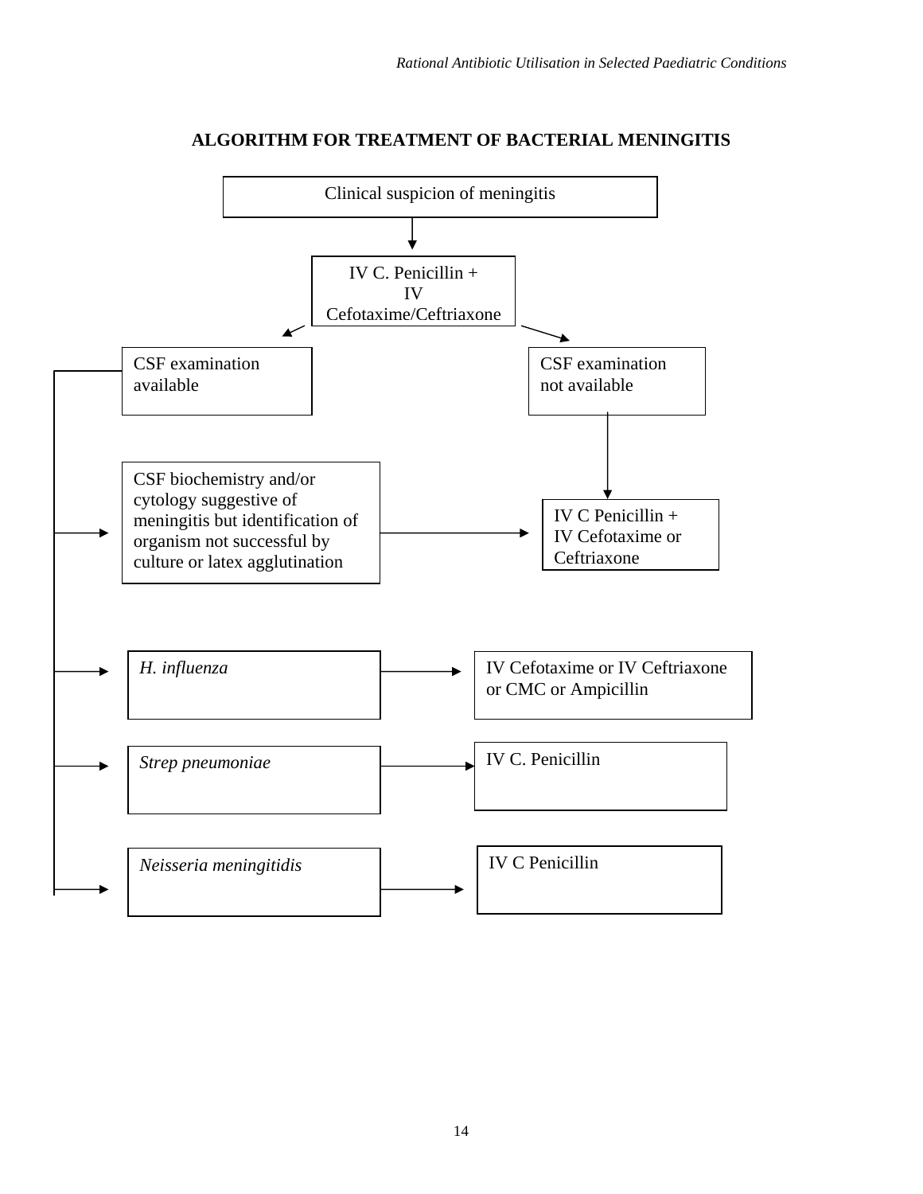## ALGORITHM FOR TREATMENT OF BACTERIAL MENINGITIS

Clinical suspicion of meningitis

↓

IV C. Penicillin +
IV
Cefotaxime/Ceftriaxone

↙ ↘

**CSF examination available**

- CSF biochemistry and/or cytology suggestive of meningitis but identification of organism not successful by culture or latex agglutination → IV C Penicillin + IV Cefotaxime or Ceftriaxone
- *H. influenza* → IV Cefotaxime or IV Ceftriaxone or CMC or Ampicillin
- *Strep pneumoniae* → IV C. Penicillin
- *Neisseria meningitidis* → IV C Penicillin

**CSF examination not available**

↓

IV C Penicillin +
IV Cefotaxime or
Ceftriaxone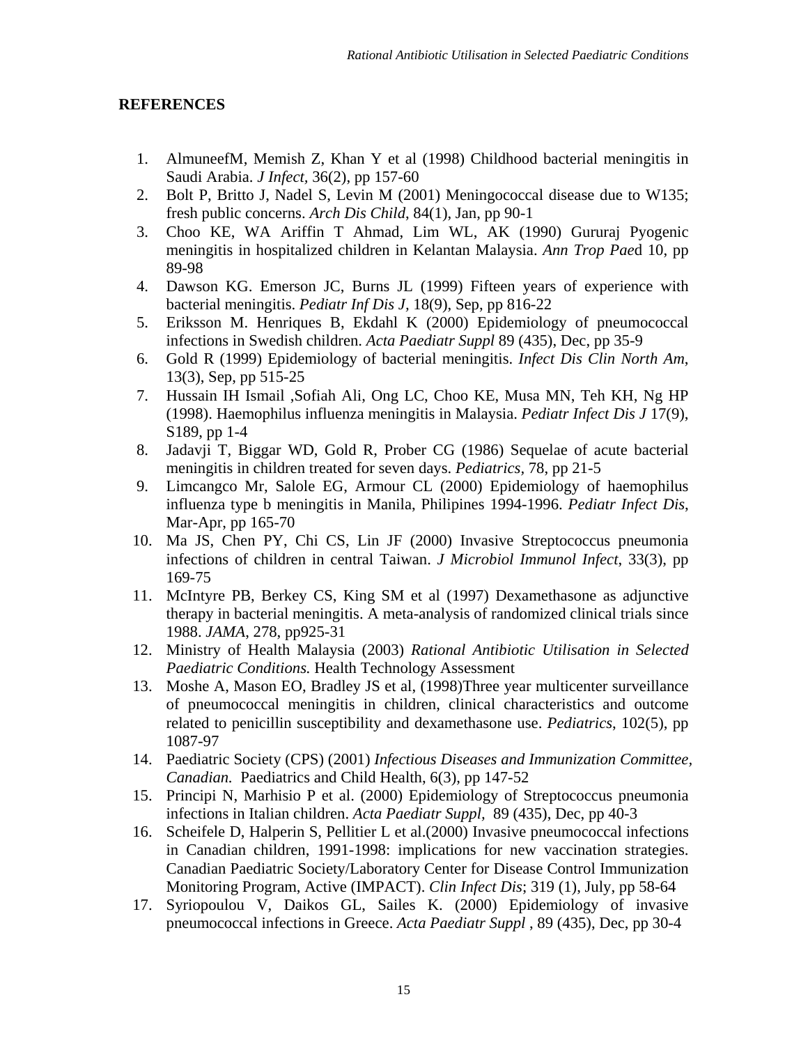**REFERENCES**

1. AlmuneefM, Memish Z, Khan Y et al (1998) Childhood bacterial meningitis in Saudi Arabia. *J Infect*, 36(2), pp 157-60
2. Bolt P, Britto J, Nadel S, Levin M (2001) Meningococcal disease due to W135; fresh public concerns. *Arch Dis Child*, 84(1), Jan, pp 90-1
3. Choo KE, WA Ariffin T Ahmad, Lim WL, AK (1990) Gururaj Pyogenic meningitis in hospitalized children in Kelantan Malaysia. *Ann Trop Pae*d 10, pp 89-98
4. Dawson KG. Emerson JC, Burns JL (1999) Fifteen years of experience with bacterial meningitis. *Pediatr Inf Dis J*, 18(9), Sep, pp 816-22
5. Eriksson M. Henriques B, Ekdahl K (2000) Epidemiology of pneumococcal infections in Swedish children. *Acta Paediatr Suppl* 89 (435), Dec, pp 35-9
6. Gold R (1999) Epidemiology of bacterial meningitis. *Infect Dis Clin North Am*, 13(3), Sep, pp 515-25
7. Hussain IH Ismail ,Sofiah Ali, Ong LC, Choo KE, Musa MN, Teh KH, Ng HP (1998). Haemophilus influenza meningitis in Malaysia. *Pediatr Infect Dis J* 17(9), S189, pp 1-4
8. Jadavji T, Biggar WD, Gold R, Prober CG (1986) Sequelae of acute bacterial meningitis in children treated for seven days. *Pediatrics*, 78, pp 21-5
9. Limcangco Mr, Salole EG, Armour CL (2000) Epidemiology of haemophilus influenza type b meningitis in Manila, Philipines 1994-1996. *Pediatr Infect Dis*, Mar-Apr, pp 165-70
10. Ma JS, Chen PY, Chi CS, Lin JF (2000) Invasive Streptococcus pneumonia infections of children in central Taiwan. *J Microbiol Immunol Infect*, 33(3), pp 169-75
11. McIntyre PB, Berkey CS, King SM et al (1997) Dexamethasone as adjunctive therapy in bacterial meningitis. A meta-analysis of randomized clinical trials since 1988. *JAMA*, 278, pp925-31
12. Ministry of Health Malaysia (2003) *Rational Antibiotic Utilisation in Selected Paediatric Conditions.* Health Technology Assessment
13. Moshe A, Mason EO, Bradley JS et al, (1998)Three year multicenter surveillance of pneumococcal meningitis in children, clinical characteristics and outcome related to penicillin susceptibility and dexamethasone use. *Pediatrics*, 102(5), pp 1087-97
14. Paediatric Society (CPS) (2001) *Infectious Diseases and Immunization Committee, Canadian.* Paediatrics and Child Health, 6(3), pp 147-52
15. Principi N, Marhisio P et al. (2000) Epidemiology of Streptococcus pneumonia infections in Italian children. *Acta Paediatr Suppl*, 89 (435), Dec, pp 40-3
16. Scheifele D, Halperin S, Pellitier L et al.(2000) Invasive pneumococcal infections in Canadian children, 1991-1998: implications for new vaccination strategies. Canadian Paediatric Society/Laboratory Center for Disease Control Immunization Monitoring Program, Active (IMPACT). *Clin Infect Dis*; 319 (1), July, pp 58-64
17. Syriopoulou V, Daikos GL, Sailes K. (2000) Epidemiology of invasive pneumococcal infections in Greece. *Acta Paediatr Suppl* , 89 (435), Dec, pp 30-4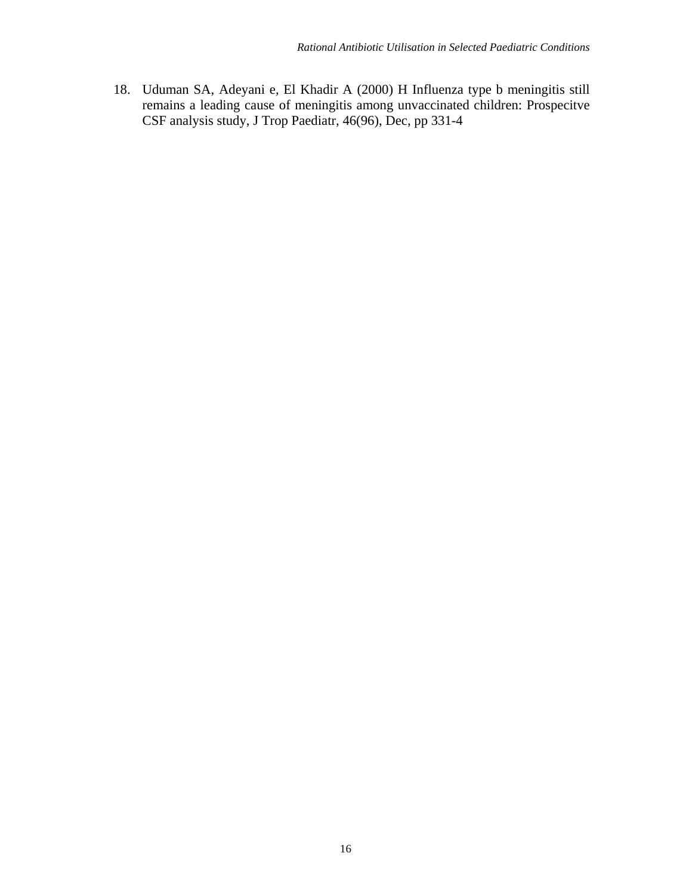18. Uduman SA, Adeyani e, El Khadir A (2000) H Influenza type b meningitis still remains a leading cause of meningitis among unvaccinated children: Prospecitve CSF analysis study, J Trop Paediatr, 46(96), Dec, pp 331-4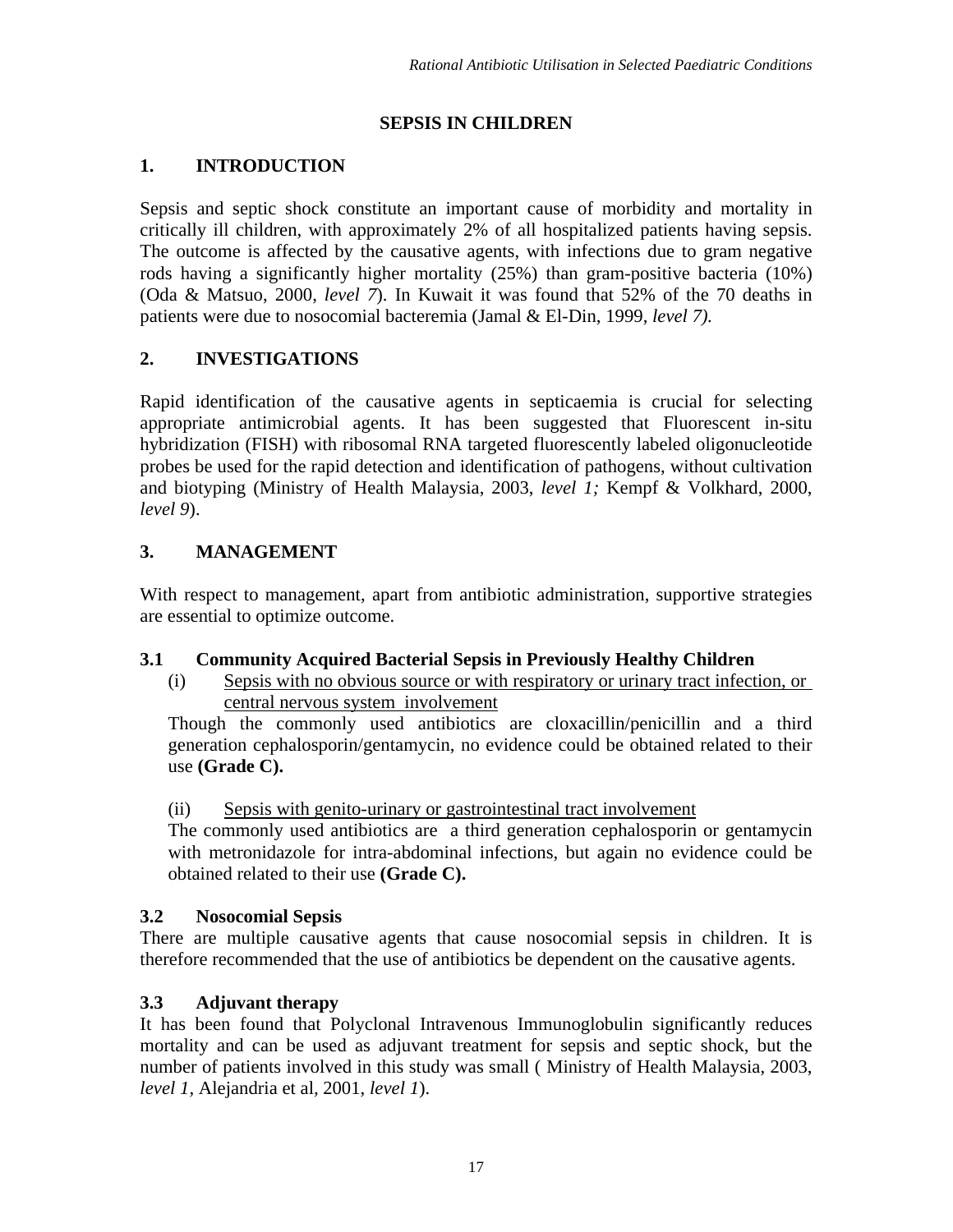# SEPSIS IN CHILDREN

## 1. INTRODUCTION

Sepsis and septic shock constitute an important cause of morbidity and mortality in critically ill children, with approximately 2% of all hospitalized patients having sepsis. The outcome is affected by the causative agents, with infections due to gram negative rods having a significantly higher mortality (25%) than gram-positive bacteria (10%) (Oda & Matsuo, 2000, *level 7*). In Kuwait it was found that 52% of the 70 deaths in patients were due to nosocomial bacteremia (Jamal & El-Din, 1999, *level 7).*

## 2. INVESTIGATIONS

Rapid identification of the causative agents in septicaemia is crucial for selecting appropriate antimicrobial agents. It has been suggested that Fluorescent in-situ hybridization (FISH) with ribosomal RNA targeted fluorescently labeled oligonucleotide probes be used for the rapid detection and identification of pathogens, without cultivation and biotyping (Ministry of Health Malaysia, 2003, *level 1;* Kempf & Volkhard, 2000, *level 9*).

## 3. MANAGEMENT

With respect to management, apart from antibiotic administration, supportive strategies are essential to optimize outcome.

### 3.1 Community Acquired Bacterial Sepsis in Previously Healthy Children

(i) <u>Sepsis with no obvious source or with respiratory or urinary tract infection, or central nervous system involvement</u>

Though the commonly used antibiotics are cloxacillin/penicillin and a third generation cephalosporin/gentamycin, no evidence could be obtained related to their use **(Grade C).**

(ii) <u>Sepsis with genito-urinary or gastrointestinal tract involvement</u>

The commonly used antibiotics are a third generation cephalosporin or gentamycin with metronidazole for intra-abdominal infections, but again no evidence could be obtained related to their use **(Grade C).**

### 3.2 Nosocomial Sepsis

There are multiple causative agents that cause nosocomial sepsis in children. It is therefore recommended that the use of antibiotics be dependent on the causative agents.

### 3.3 Adjuvant therapy

It has been found that Polyclonal Intravenous Immunoglobulin significantly reduces mortality and can be used as adjuvant treatment for sepsis and septic shock, but the number of patients involved in this study was small ( Ministry of Health Malaysia, 2003, *level 1,* Alejandria et al, 2001, *level 1*).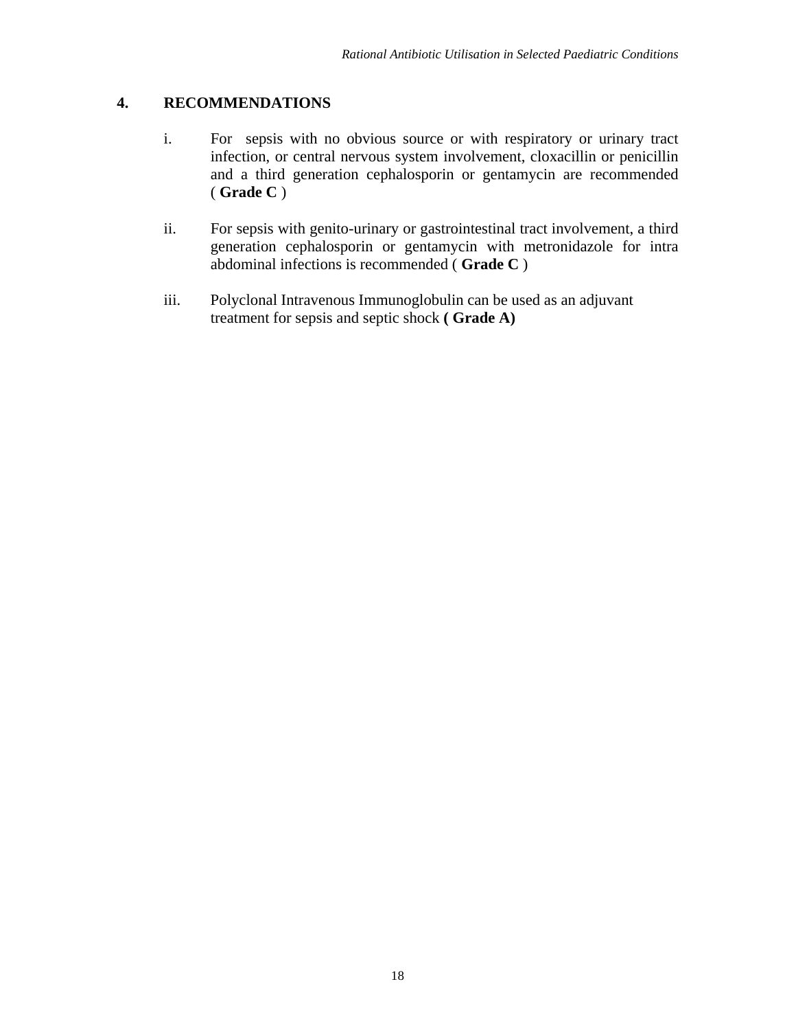## 4. RECOMMENDATIONS

i. For sepsis with no obvious source or with respiratory or urinary tract infection, or central nervous system involvement, cloxacillin or penicillin and a third generation cephalosporin or gentamycin are recommended ( **Grade C** )

ii. For sepsis with genito-urinary or gastrointestinal tract involvement, a third generation cephalosporin or gentamycin with metronidazole for intra abdominal infections is recommended ( **Grade C** )

iii. Polyclonal Intravenous Immunoglobulin can be used as an adjuvant treatment for sepsis and septic shock **( Grade A)**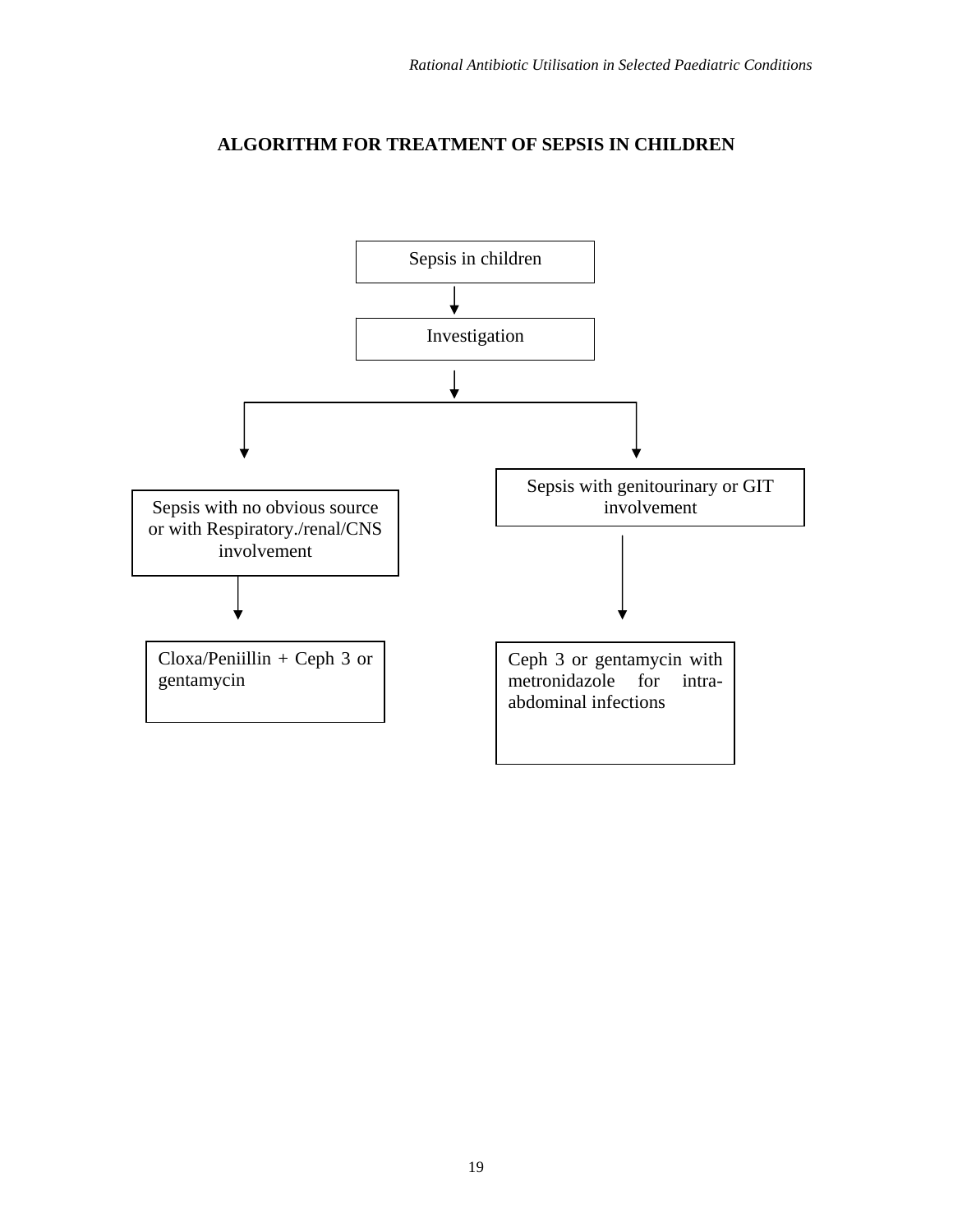## ALGORITHM FOR TREATMENT OF SEPSIS IN CHILDREN

Sepsis in children

↓

Investigation

↓

- Sepsis with no obvious source or with Respiratory./renal/CNS involvement
  - ↓
  - Cloxa/Peniillin + Ceph 3 or gentamycin
- Sepsis with genitourinary or GIT involvement
  - ↓
  - Ceph 3 or gentamycin with metronidazole for intra-abdominal infections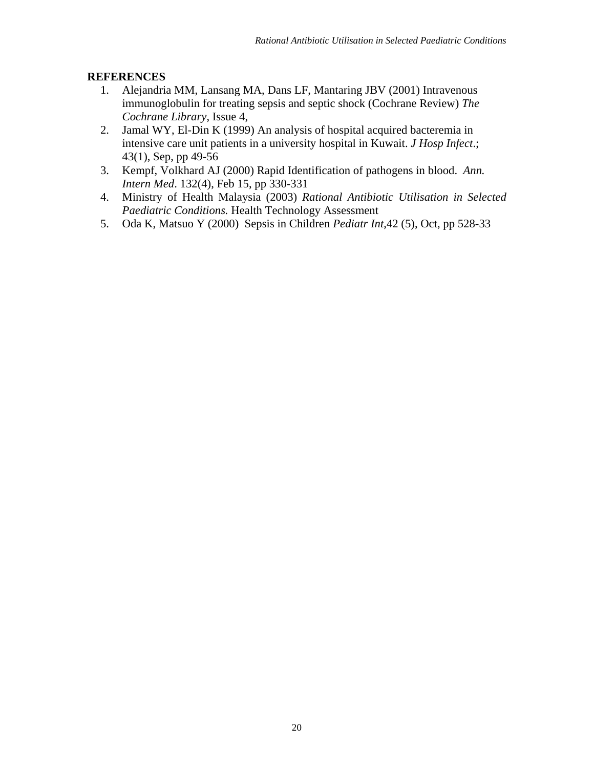**REFERENCES**

1. Alejandria MM, Lansang MA, Dans LF, Mantaring JBV (2001) Intravenous immunoglobulin for treating sepsis and septic shock (Cochrane Review) *The Cochrane Library*, Issue 4,
2. Jamal WY, El-Din K (1999) An analysis of hospital acquired bacteremia in intensive care unit patients in a university hospital in Kuwait. *J Hosp Infect*.; 43(1), Sep, pp 49-56
3. Kempf, Volkhard AJ (2000) Rapid Identification of pathogens in blood. *Ann. Intern Med*. 132(4), Feb 15, pp 330-331
4. Ministry of Health Malaysia (2003) *Rational Antibiotic Utilisation in Selected Paediatric Conditions.* Health Technology Assessment
5. Oda K, Matsuo Y (2000) Sepsis in Children *Pediatr Int*,42 (5), Oct, pp 528-33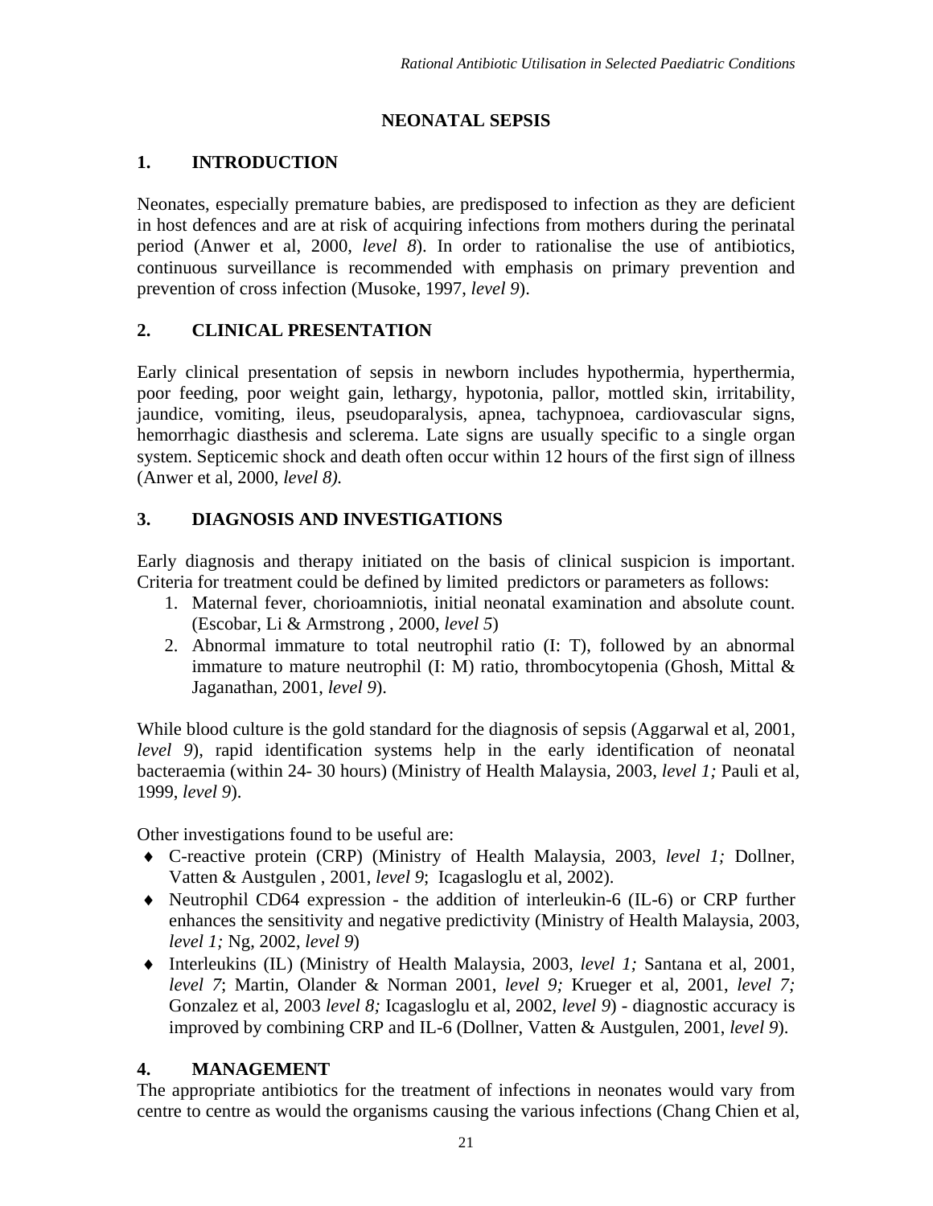# NEONATAL SEPSIS

## 1. INTRODUCTION

Neonates, especially premature babies, are predisposed to infection as they are deficient in host defences and are at risk of acquiring infections from mothers during the perinatal period (Anwer et al, 2000, *level 8*). In order to rationalise the use of antibiotics, continuous surveillance is recommended with emphasis on primary prevention and prevention of cross infection (Musoke, 1997, *level 9*).

## 2. CLINICAL PRESENTATION

Early clinical presentation of sepsis in newborn includes hypothermia, hyperthermia, poor feeding, poor weight gain, lethargy, hypotonia, pallor, mottled skin, irritability, jaundice, vomiting, ileus, pseudoparalysis, apnea, tachypnoea, cardiovascular signs, hemorrhagic diasthesis and sclerema. Late signs are usually specific to a single organ system. Septicemic shock and death often occur within 12 hours of the first sign of illness (Anwer et al, 2000, *level 8).*

## 3. DIAGNOSIS AND INVESTIGATIONS

Early diagnosis and therapy initiated on the basis of clinical suspicion is important. Criteria for treatment could be defined by limited predictors or parameters as follows:

1. Maternal fever, chorioamniotis, initial neonatal examination and absolute count. (Escobar, Li & Armstrong , 2000, *level 5*)
2. Abnormal immature to total neutrophil ratio (I: T), followed by an abnormal immature to mature neutrophil (I: M) ratio, thrombocytopenia (Ghosh, Mittal & Jaganathan, 2001, *level 9*).

While blood culture is the gold standard for the diagnosis of sepsis (Aggarwal et al, 2001, *level 9*), rapid identification systems help in the early identification of neonatal bacteraemia (within 24- 30 hours) (Ministry of Health Malaysia, 2003, *level 1;* Pauli et al, 1999, *level 9*).

Other investigations found to be useful are:

- C-reactive protein (CRP) (Ministry of Health Malaysia, 2003, *level 1;* Dollner, Vatten & Austgulen , 2001, *level 9*; Icagasloglu et al, 2002).
- Neutrophil CD64 expression - the addition of interleukin-6 (IL-6) or CRP further enhances the sensitivity and negative predictivity (Ministry of Health Malaysia, 2003, *level 1;* Ng, 2002, *level 9*)
- Interleukins (IL) (Ministry of Health Malaysia, 2003, *level 1;* Santana et al, 2001, *level 7*; Martin, Olander & Norman 2001, *level 9;* Krueger et al, 2001, *level 7;* Gonzalez et al, 2003 *level 8;* Icagasloglu et al, 2002, *level 9*) - diagnostic accuracy is improved by combining CRP and IL-6 (Dollner, Vatten & Austgulen, 2001, *level 9*).

## 4. MANAGEMENT

The appropriate antibiotics for the treatment of infections in neonates would vary from centre to centre as would the organisms causing the various infections (Chang Chien et al,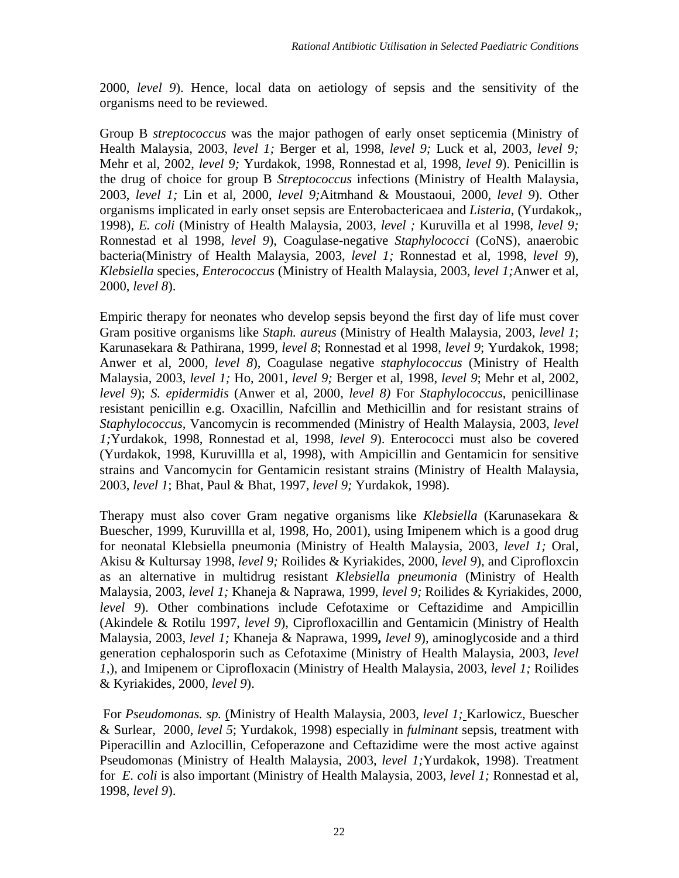2000, *level 9*). Hence, local data on aetiology of sepsis and the sensitivity of the organisms need to be reviewed.

Group B *streptococcus* was the major pathogen of early onset septicemia (Ministry of Health Malaysia, 2003, *level 1;* Berger et al, 1998, *level 9;* Luck et al, 2003, *level 9;* Mehr et al, 2002, *level 9;* Yurdakok, 1998, Ronnestad et al, 1998, *level 9*). Penicillin is the drug of choice for group B *Streptococcus* infections (Ministry of Health Malaysia, 2003, *level 1;* Lin et al, 2000, *level 9;*Aitmhand & Moustaoui, 2000, *level 9*). Other organisms implicated in early onset sepsis are Enterobactericaea and *Listeria*, (Yurdakok,, 1998), *E. coli* (Ministry of Health Malaysia, 2003, *level ;* Kuruvilla et al 1998, *level 9;* Ronnestad et al 1998, *level 9*), Coagulase-negative *Staphylococci* (CoNS), anaerobic bacteria(Ministry of Health Malaysia, 2003, *level 1;* Ronnestad et al, 1998, *level 9*), *Klebsiella* species, *Enterococcus* (Ministry of Health Malaysia, 2003, *level 1;*Anwer et al, 2000, *level 8*).

Empiric therapy for neonates who develop sepsis beyond the first day of life must cover Gram positive organisms like *Staph. aureus* (Ministry of Health Malaysia, 2003, *level 1*; Karunasekara & Pathirana, 1999, *level 8*; Ronnestad et al 1998, *level 9*; Yurdakok, 1998; Anwer et al, 2000, *level 8*), Coagulase negative *staphylococcus* (Ministry of Health Malaysia, 2003, *level 1;* Ho, 2001, *level 9;* Berger et al, 1998, *level 9*; Mehr et al, 2002, *level 9*); *S. epidermidis* (Anwer et al, 2000, *level 8)* For *Staphylococcus*, penicillinase resistant penicillin e.g. Oxacillin, Nafcillin and Methicillin and for resistant strains of *Staphylococcus*, Vancomycin is recommended (Ministry of Health Malaysia, 2003, *level 1;*Yurdakok, 1998, Ronnestad et al, 1998, *level 9*). Enterococci must also be covered (Yurdakok, 1998, Kuruvillla et al, 1998), with Ampicillin and Gentamicin for sensitive strains and Vancomycin for Gentamicin resistant strains (Ministry of Health Malaysia, 2003, *level 1*; Bhat, Paul & Bhat, 1997, *level 9;* Yurdakok, 1998).

Therapy must also cover Gram negative organisms like *Klebsiella* (Karunasekara & Buescher, 1999, Kuruvillla et al, 1998, Ho, 2001), using Imipenem which is a good drug for neonatal Klebsiella pneumonia (Ministry of Health Malaysia, 2003, *level 1;* Oral, Akisu & Kultursay 1998, *level 9;* Roilides & Kyriakides, 2000, *level 9*), and Ciprofloxcin as an alternative in multidrug resistant *Klebsiella pneumonia* (Ministry of Health Malaysia, 2003, *level 1;* Khaneja & Naprawa, 1999, *level 9;* Roilides & Kyriakides, 2000, *level 9*). Other combinations include Cefotaxime or Ceftazidime and Ampicillin (Akindele & Rotilu 1997, *level 9*), Ciprofloxacillin and Gentamicin (Ministry of Health Malaysia, 2003, *level 1;* Khaneja & Naprawa, 1999**,** *level 9*), aminoglycoside and a third generation cephalosporin such as Cefotaxime (Ministry of Health Malaysia, 2003, *level 1*,), and Imipenem or Ciprofloxacin (Ministry of Health Malaysia, 2003, *level 1;* Roilides & Kyriakides, 2000, *level 9*).

For *Pseudomonas. sp.* (Ministry of Health Malaysia, 2003, *level 1;* Karlowicz, Buescher & Surlear, 2000, *level 5*; Yurdakok, 1998) especially in *fulminant* sepsis, treatment with Piperacillin and Azlocillin, Cefoperazone and Ceftazidime were the most active against Pseudomonas (Ministry of Health Malaysia, 2003, *level 1;*Yurdakok, 1998). Treatment for *E. coli* is also important (Ministry of Health Malaysia, 2003, *level 1;* Ronnestad et al, 1998, *level 9*).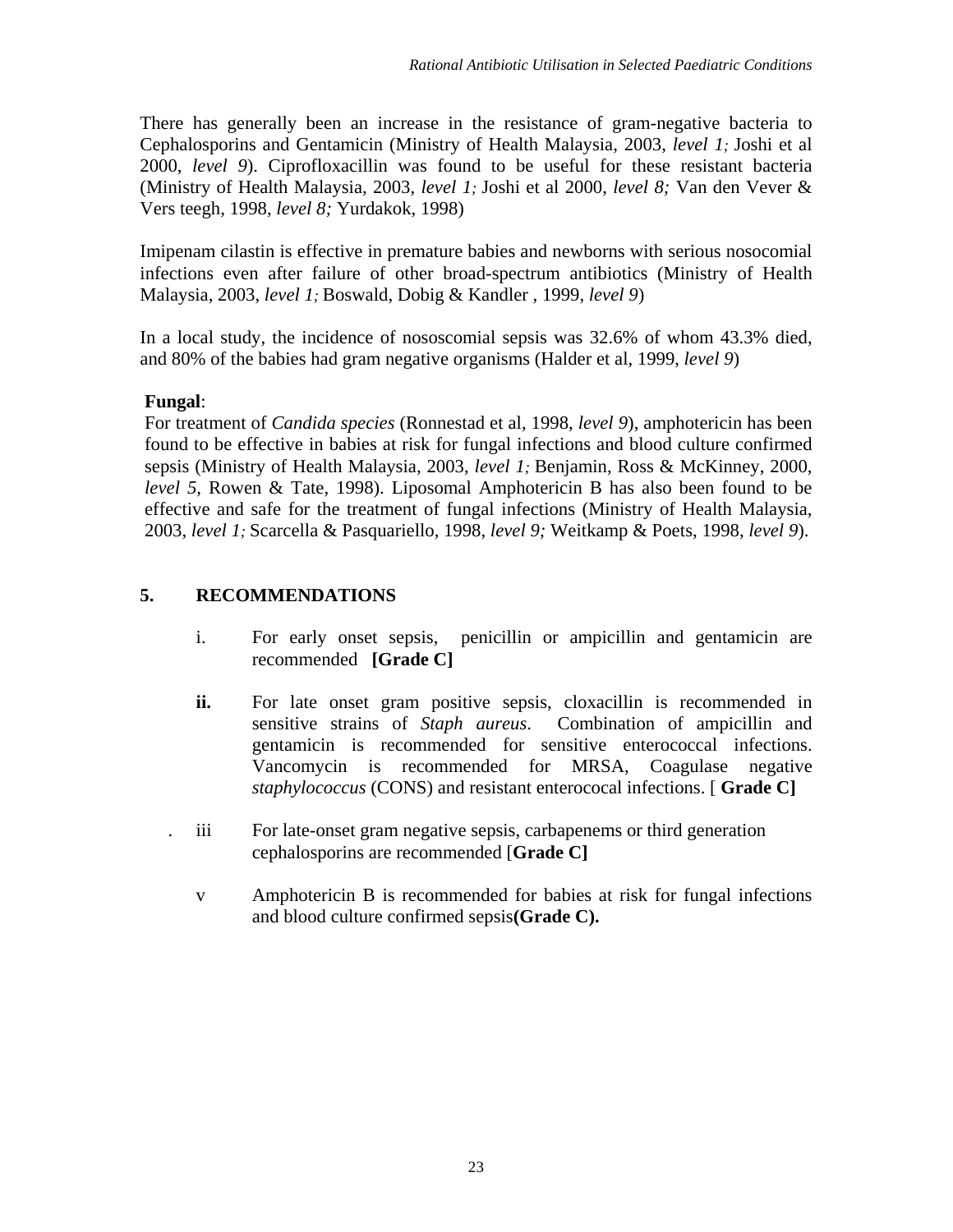There has generally been an increase in the resistance of gram-negative bacteria to Cephalosporins and Gentamicin (Ministry of Health Malaysia, 2003, *level 1;* Joshi et al 2000, *level 9*). Ciprofloxacillin was found to be useful for these resistant bacteria (Ministry of Health Malaysia, 2003, *level 1;* Joshi et al 2000, *level 8;* Van den Vever & Vers teegh, 1998, *level 8;* Yurdakok, 1998)

Imipenam cilastin is effective in premature babies and newborns with serious nosocomial infections even after failure of other broad-spectrum antibiotics (Ministry of Health Malaysia, 2003, *level 1;* Boswald, Dobig & Kandler , 1999, *level 9*)

In a local study, the incidence of nososcomial sepsis was 32.6% of whom 43.3% died, and 80% of the babies had gram negative organisms (Halder et al, 1999, *level 9*)

**Fungal**:
For treatment of *Candida species* (Ronnestad et al, 1998, *level 9*), amphotericin has been found to be effective in babies at risk for fungal infections and blood culture confirmed sepsis (Ministry of Health Malaysia, 2003, *level 1;* Benjamin, Ross & McKinney, 2000, *level 5*, Rowen & Tate, 1998). Liposomal Amphotericin B has also been found to be effective and safe for the treatment of fungal infections (Ministry of Health Malaysia, 2003, *level 1;* Scarcella & Pasquariello, 1998, *level 9;* Weitkamp & Poets, 1998, *level 9*).

## 5. RECOMMENDATIONS

i. For early onset sepsis, penicillin or ampicillin and gentamicin are recommended **[Grade C]**

**ii.** For late onset gram positive sepsis, cloxacillin is recommended in sensitive strains of *Staph aureus*. Combination of ampicillin and gentamicin is recommended for sensitive enterococcal infections. Vancomycin is recommended for MRSA, Coagulase negative *staphylococcus* (CONS) and resistant enterococal infections. [ **Grade C]**

. iii For late-onset gram negative sepsis, carbapenems or third generation cephalosporins are recommended [**Grade C]**

v Amphotericin B is recommended for babies at risk for fungal infections and blood culture confirmed sepsis**(Grade C).**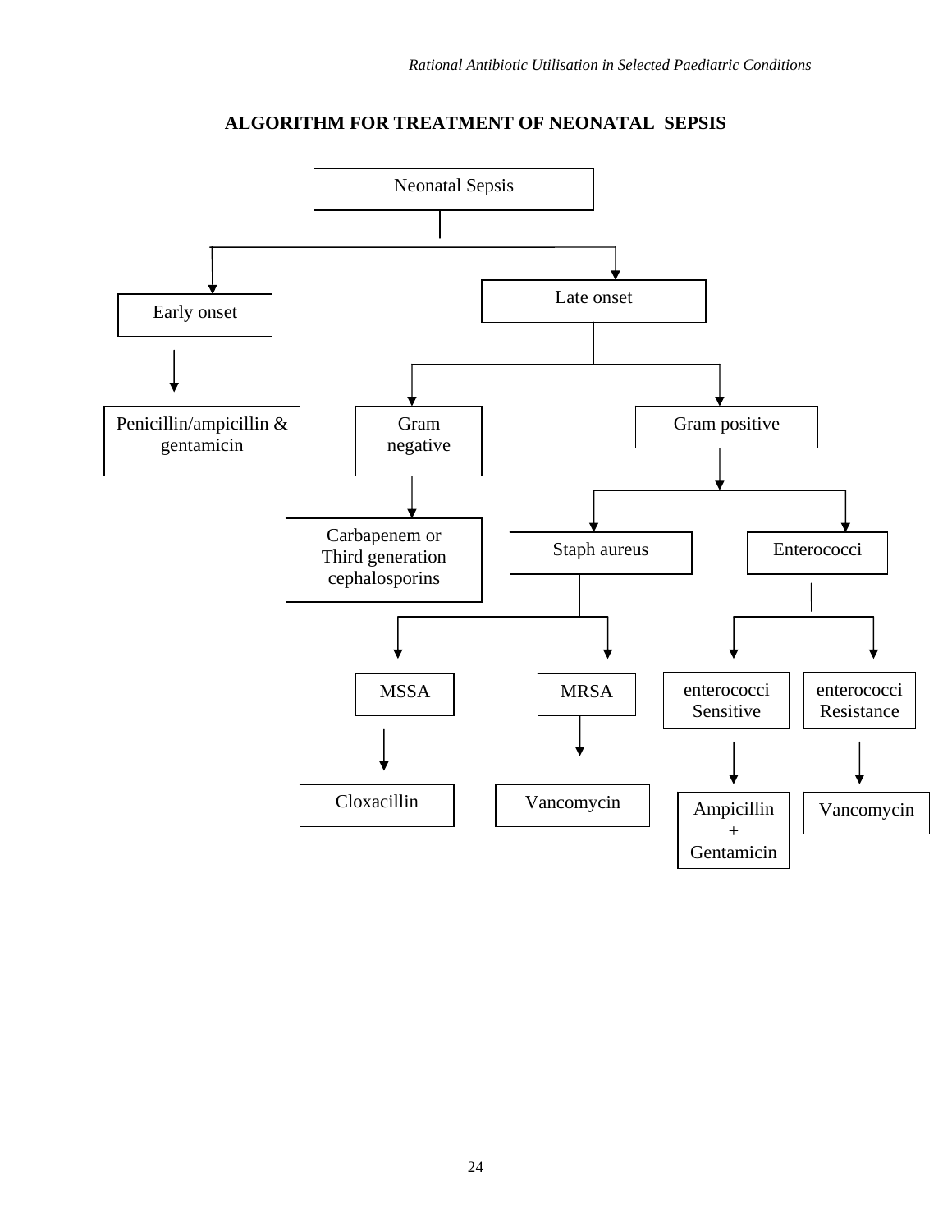## ALGORITHM FOR TREATMENT OF NEONATAL SEPSIS

- Neonatal Sepsis
  - Early onset
    - Penicillin/ampicillin & gentamicin
  - Late onset
    - Gram negative
      - Carbapenem or Third generation cephalosporins
    - Gram positive
      - Staph aureus
        - MSSA
          - Cloxacillin
        - MRSA
          - Vancomycin
      - Enterococci
        - enterococci Sensitive
          - Ampicillin + Gentamicin
        - enterococci Resistance
          - Vancomycin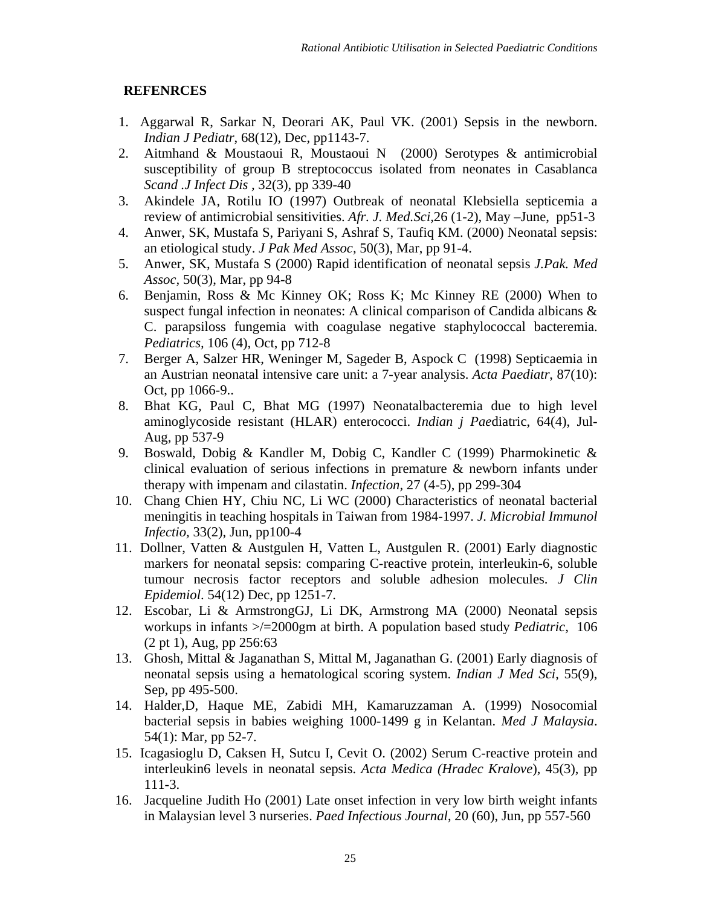## REFENRCES

1. Aggarwal R, Sarkar N, Deorari AK, Paul VK. (2001) Sepsis in the newborn. *Indian J Pediatr*, 68(12), Dec, pp1143-7.
2. Aitmhand & Moustaoui R, Moustaoui N (2000) Serotypes & antimicrobial susceptibility of group B streptococcus isolated from neonates in Casablanca *Scand .J Infect Dis* , 32(3), pp 339-40
3. Akindele JA, Rotilu IO (1997) Outbreak of neonatal Klebsiella septicemia a review of antimicrobial sensitivities. *Afr. J. Med.Sci*,26 (1-2), May –June, pp51-3
4. Anwer, SK, Mustafa S, Pariyani S, Ashraf S, Taufiq KM. (2000) Neonatal sepsis: an etiological study. *J Pak Med Assoc*, 50(3), Mar, pp 91-4.
5. Anwer, SK, Mustafa S (2000) Rapid identification of neonatal sepsis *J.Pak. Med Assoc*, 50(3), Mar, pp 94-8
6. Benjamin, Ross & Mc Kinney OK; Ross K; Mc Kinney RE (2000) When to suspect fungal infection in neonates: A clinical comparison of Candida albicans & C. parapsiloss fungemia with coagulase negative staphylococcal bacteremia. *Pediatrics*, 106 (4), Oct, pp 712-8
7. Berger A, Salzer HR, Weninger M, Sageder B, Aspock C (1998) Septicaemia in an Austrian neonatal intensive care unit: a 7-year analysis. *Acta Paediatr*, 87(10): Oct, pp 1066-9..
8. Bhat KG, Paul C, Bhat MG (1997) Neonatalbacteremia due to high level aminoglycoside resistant (HLAR) enterococci. *Indian j Pae*diatric, 64(4), Jul-Aug, pp 537-9
9. Boswald, Dobig & Kandler M, Dobig C, Kandler C (1999) Pharmokinetic & clinical evaluation of serious infections in premature & newborn infants under therapy with impenam and cilastatin. *Infection*, 27 (4-5), pp 299-304
10. Chang Chien HY, Chiu NC, Li WC (2000) Characteristics of neonatal bacterial meningitis in teaching hospitals in Taiwan from 1984-1997. *J. Microbial Immunol Infectio*, 33(2), Jun, pp100-4
11. Dollner, Vatten & Austgulen H, Vatten L, Austgulen R. (2001) Early diagnostic markers for neonatal sepsis: comparing C-reactive protein, interleukin-6, soluble tumour necrosis factor receptors and soluble adhesion molecules. *J Clin Epidemiol*. 54(12) Dec, pp 1251-7.
12. Escobar, Li & ArmstrongGJ, Li DK, Armstrong MA (2000) Neonatal sepsis workups in infants >/=2000gm at birth. A population based study *Pediatric*, 106 (2 pt 1), Aug, pp 256:63
13. Ghosh, Mittal & Jaganathan S, Mittal M, Jaganathan G. (2001) Early diagnosis of neonatal sepsis using a hematological scoring system. *Indian J Med Sci*, 55(9), Sep, pp 495-500.
14. Halder,D, Haque ME, Zabidi MH, Kamaruzzaman A. (1999) Nosocomial bacterial sepsis in babies weighing 1000-1499 g in Kelantan. *Med J Malaysia*. 54(1): Mar, pp 52-7.
15. Icagasioglu D, Caksen H, Sutcu I, Cevit O. (2002) Serum C-reactive protein and interleukin6 levels in neonatal sepsis. *Acta Medica (Hradec Kralove*), 45(3), pp 111-3.
16. Jacqueline Judith Ho (2001) Late onset infection in very low birth weight infants in Malaysian level 3 nurseries. *Paed Infectious Journal*, 20 (60), Jun, pp 557-560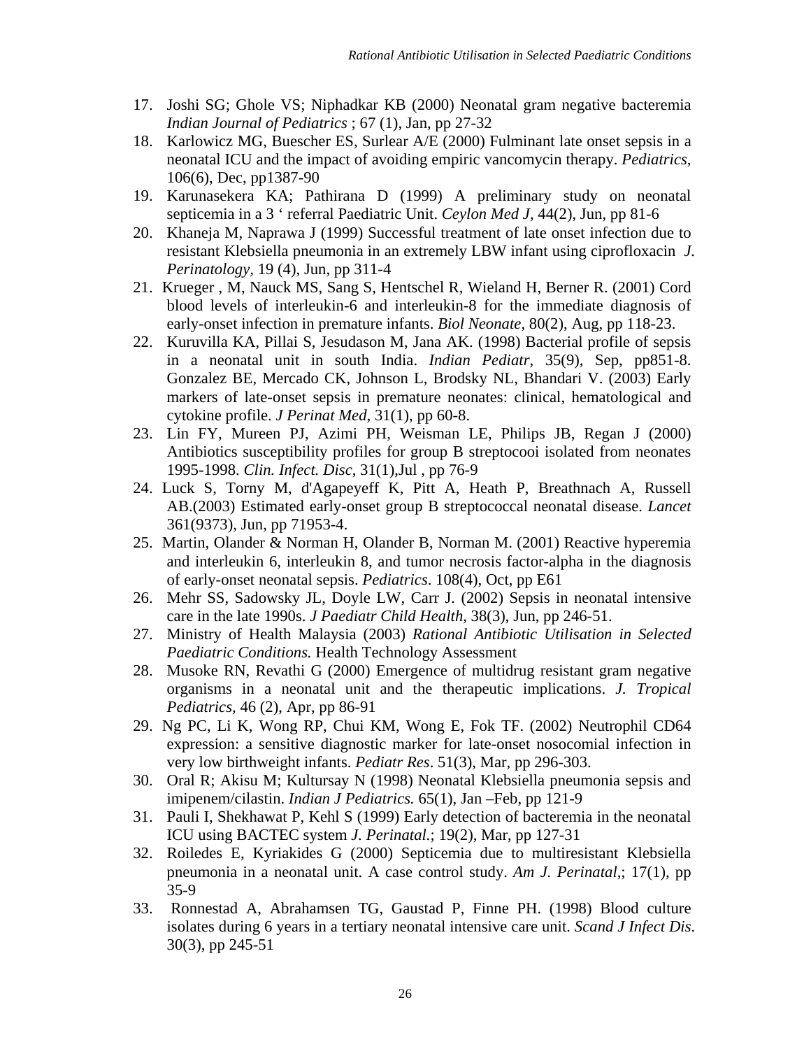17. Joshi SG; Ghole VS; Niphadkar KB (2000) Neonatal gram negative bacteremia *Indian Journal of Pediatrics* ; 67 (1), Jan, pp 27-32
18. Karlowicz MG, Buescher ES, Surlear A/E (2000) Fulminant late onset sepsis in a neonatal ICU and the impact of avoiding empiric vancomycin therapy. *Pediatrics*, 106(6), Dec, pp1387-90
19. Karunasekera KA; Pathirana D (1999) A preliminary study on neonatal septicemia in a 3 ' referral Paediatric Unit. *Ceylon Med J,* 44(2), Jun, pp 81-6
20. Khaneja M, Naprawa J (1999) Successful treatment of late onset infection due to resistant Klebsiella pneumonia in an extremely LBW infant using ciprofloxacin *J. Perinatology,* 19 (4), Jun, pp 311-4
21. Krueger , M, Nauck MS, Sang S, Hentschel R, Wieland H, Berner R. (2001) Cord blood levels of interleukin-6 and interleukin-8 for the immediate diagnosis of early-onset infection in premature infants. *Biol Neonate*, 80(2), Aug, pp 118-23.
22. Kuruvilla KA, Pillai S, Jesudason M, Jana AK. (1998) Bacterial profile of sepsis in a neonatal unit in south India. *Indian Pediatr,* 35(9), Sep, pp851-8. Gonzalez BE, Mercado CK, Johnson L, Brodsky NL, Bhandari V. (2003) Early markers of late-onset sepsis in premature neonates: clinical, hematological and cytokine profile. *J Perinat Med,* 31(1), pp 60-8.
23. Lin FY, Mureen PJ, Azimi PH, Weisman LE, Philips JB, Regan J (2000) Antibiotics susceptibility profiles for group B streptocooi isolated from neonates 1995-1998. *Clin. Infect. Disc*, 31(1),Jul , pp 76-9
24. Luck S, Torny M, d'Agapeyeff K, Pitt A, Heath P, Breathnach A, Russell AB.(2003) Estimated early-onset group B streptococcal neonatal disease. *Lancet* 361(9373), Jun, pp 71953-4.
25. Martin, Olander & Norman H, Olander B, Norman M. (2001) Reactive hyperemia and interleukin 6, interleukin 8, and tumor necrosis factor-alpha in the diagnosis of early-onset neonatal sepsis. *Pediatrics*. 108(4), Oct, pp E61
26. Mehr SS, Sadowsky JL, Doyle LW, Carr J. (2002) Sepsis in neonatal intensive care in the late 1990s. *J Paediatr Child Health*, 38(3), Jun, pp 246-51.
27. Ministry of Health Malaysia (2003) *Rational Antibiotic Utilisation in Selected Paediatric Conditions.* Health Technology Assessment
28. Musoke RN, Revathi G (2000) Emergence of multidrug resistant gram negative organisms in a neonatal unit and the therapeutic implications. *J. Tropical Pediatrics,* 46 (2), Apr, pp 86-91
29. Ng PC, Li K, Wong RP, Chui KM, Wong E, Fok TF. (2002) Neutrophil CD64 expression: a sensitive diagnostic marker for late-onset nosocomial infection in very low birthweight infants. *Pediatr Res*. 51(3), Mar, pp 296-303.
30. Oral R; Akisu M; Kultursay N (1998) Neonatal Klebsiella pneumonia sepsis and imipenem/cilastin. *Indian J Pediatrics.* 65(1), Jan –Feb, pp 121-9
31. Pauli I, Shekhawat P, Kehl S (1999) Early detection of bacteremia in the neonatal ICU using BACTEC system *J. Perinatal.*; 19(2), Mar, pp 127-31
32. Roiledes E, Kyriakides G (2000) Septicemia due to multiresistant Klebsiella pneumonia in a neonatal unit. A case control study. *Am J. Perinatal,*; 17(1), pp 35-9
33. Ronnestad A, Abrahamsen TG, Gaustad P, Finne PH. (1998) Blood culture isolates during 6 years in a tertiary neonatal intensive care unit. *Scand J Infect Dis*. 30(3), pp 245-51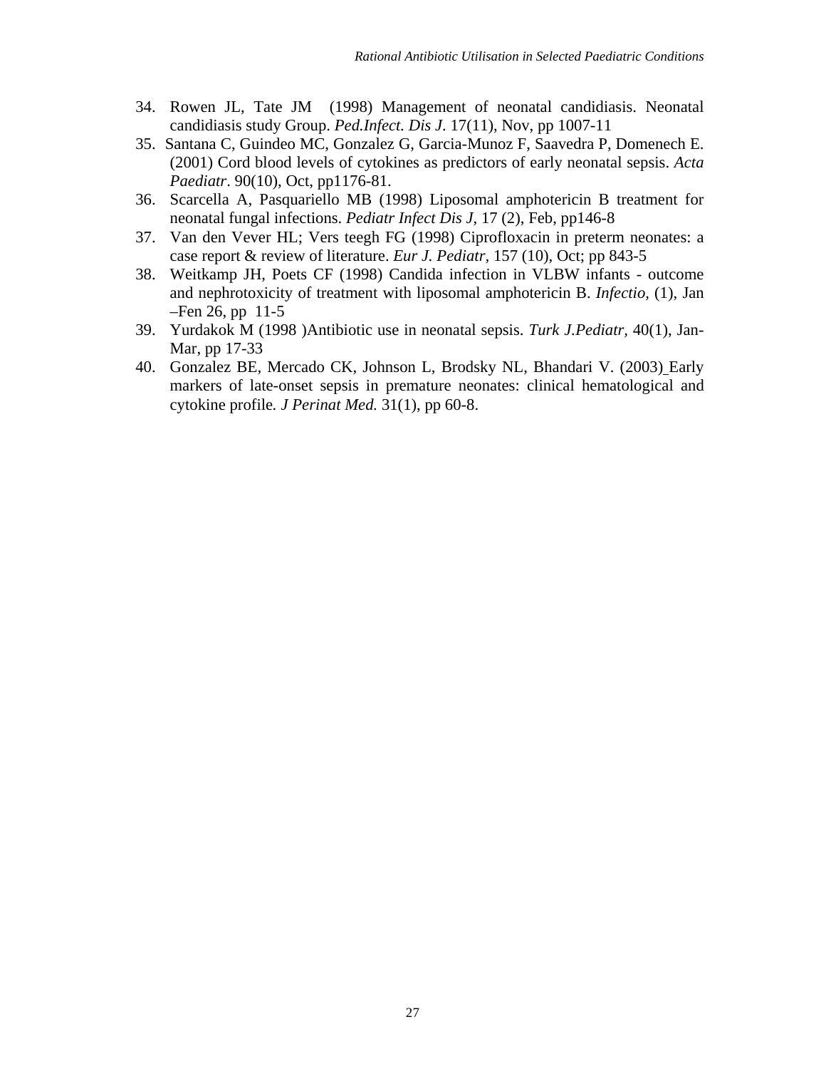34. Rowen JL, Tate JM (1998) Management of neonatal candidiasis. Neonatal candidiasis study Group. *Ped.Infect. Dis J*. 17(11), Nov, pp 1007-11
35. Santana C, Guindeo MC, Gonzalez G, Garcia-Munoz F, Saavedra P, Domenech E. (2001) Cord blood levels of cytokines as predictors of early neonatal sepsis. *Acta Paediatr*. 90(10), Oct, pp1176-81.
36. Scarcella A, Pasquariello MB (1998) Liposomal amphotericin B treatment for neonatal fungal infections. *Pediatr Infect Dis J*, 17 (2), Feb, pp146-8
37. Van den Vever HL; Vers teegh FG (1998) Ciprofloxacin in preterm neonates: a case report & review of literature. *Eur J. Pediatr*, 157 (10), Oct; pp 843-5
38. Weitkamp JH, Poets CF (1998) Candida infection in VLBW infants - outcome and nephrotoxicity of treatment with liposomal amphotericin B. *Infectio*, (1), Jan –Fen 26, pp 11-5
39. Yurdakok M (1998 )Antibiotic use in neonatal sepsis. *Turk J.Pediatr*, 40(1), Jan-Mar, pp 17-33
40. Gonzalez BE, Mercado CK, Johnson L, Brodsky NL, Bhandari V. (2003) Early markers of late-onset sepsis in premature neonates: clinical hematological and cytokine profile. *J Perinat Med.* 31(1), pp 60-8.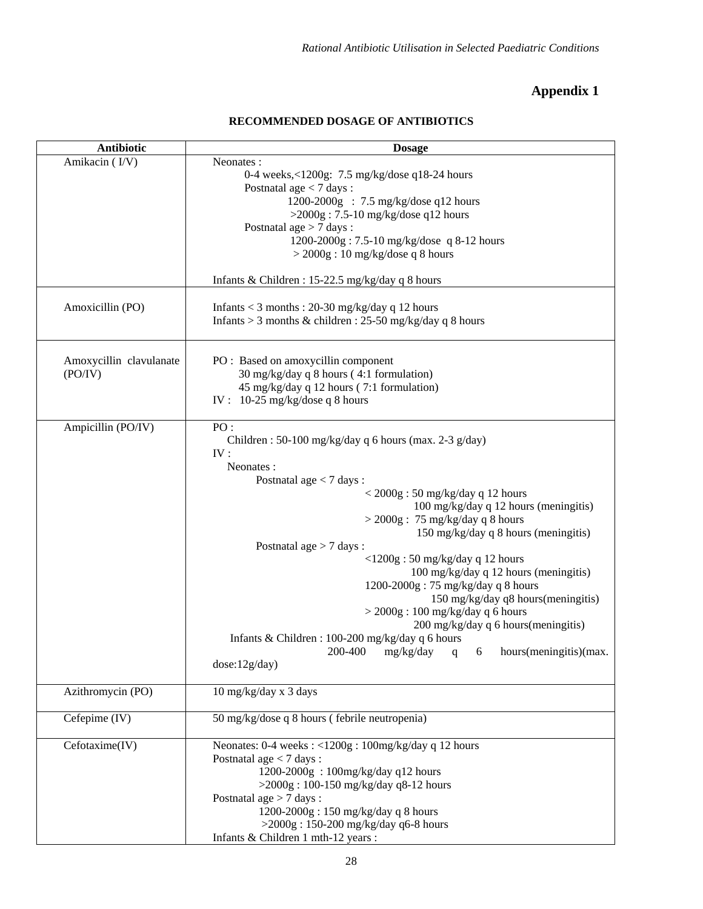# Appendix 1

**RECOMMENDED DOSAGE OF ANTIBIOTICS**

| Antibiotic | Dosage |
|---|---|
| Amikacin ( I/V) | Neonates :<br>0-4 weeks,<1200g: 7.5 mg/kg/dose q18-24 hours<br>Postnatal age < 7 days :<br>1200-2000g : 7.5 mg/kg/dose q12 hours<br>>2000g : 7.5-10 mg/kg/dose q12 hours<br>Postnatal age > 7 days :<br>1200-2000g : 7.5-10 mg/kg/dose q 8-12 hours<br>> 2000g : 10 mg/kg/dose q 8 hours<br><br>Infants & Children : 15-22.5 mg/kg/day q 8 hours |
| Amoxicillin (PO) | Infants < 3 months : 20-30 mg/kg/day q 12 hours<br>Infants > 3 months & children : 25-50 mg/kg/day q 8 hours |
| Amoxycillin clavulanate (PO/IV) | PO : Based on amoxycillin component<br>30 mg/kg/day q 8 hours ( 4:1 formulation)<br>45 mg/kg/day q 12 hours ( 7:1 formulation)<br>IV : 10-25 mg/kg/dose q 8 hours |
| Ampicillin (PO/IV) | PO :<br>Children : 50-100 mg/kg/day q 6 hours (max. 2-3 g/day)<br>IV :<br>Neonates :<br>Postnatal age < 7 days :<br>< 2000g : 50 mg/kg/day q 12 hours<br>100 mg/kg/day q 12 hours (meningitis)<br>> 2000g : 75 mg/kg/day q 8 hours<br>150 mg/kg/day q 8 hours (meningitis)<br>Postnatal age > 7 days :<br><1200g : 50 mg/kg/day q 12 hours<br>100 mg/kg/day q 12 hours (meningitis)<br>1200-2000g : 75 mg/kg/day q 8 hours<br>150 mg/kg/day q8 hours(meningitis)<br>> 2000g : 100 mg/kg/day q 6 hours<br>200 mg/kg/day q 6 hours(meningitis)<br>Infants & Children : 100-200 mg/kg/day q 6 hours<br>200-400 mg/kg/day q 6 hours(meningitis)(max. dose:12g/day) |
| Azithromycin (PO) | 10 mg/kg/day x 3 days |
| Cefepime (IV) | 50 mg/kg/dose q 8 hours ( febrile neutropenia) |
| Cefotaxime(IV) | Neonates: 0-4 weeks : <1200g : 100mg/kg/day q 12 hours<br>Postnatal age < 7 days :<br>1200-2000g : 100mg/kg/day q12 hours<br>>2000g : 100-150 mg/kg/day q8-12 hours<br>Postnatal age > 7 days :<br>1200-2000g : 150 mg/kg/day q 8 hours<br>>2000g : 150-200 mg/kg/day q6-8 hours<br>Infants & Children 1 mth-12 years : |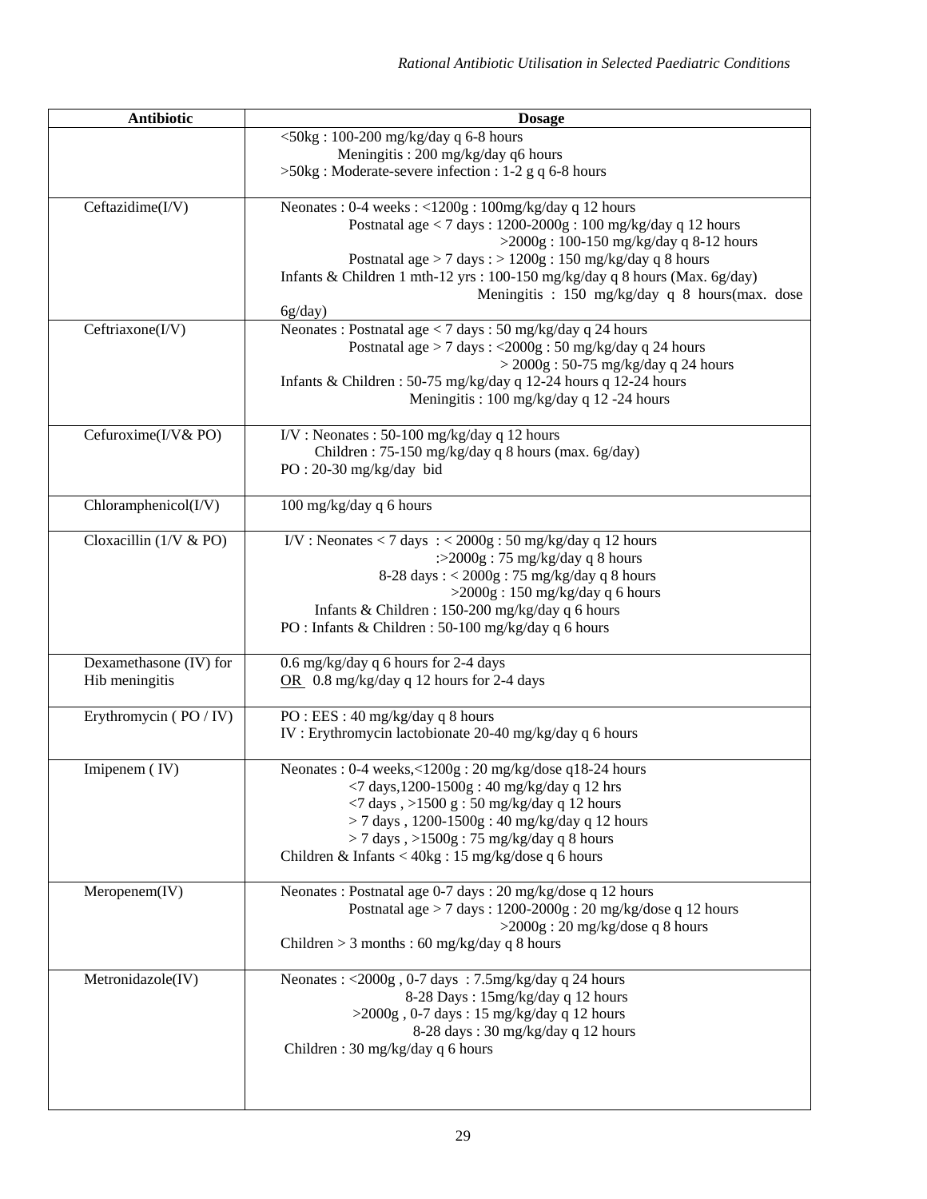| Antibiotic | Dosage |
|---|---|
| | <50kg : 100-200 mg/kg/day q 6-8 hours<br>Meningitis : 200 mg/kg/day q6 hours<br>>50kg : Moderate-severe infection : 1-2 g q 6-8 hours |
| Ceftazidime(I/V) | Neonates : 0-4 weeks : <1200g : 100mg/kg/day q 12 hours<br>Postnatal age < 7 days : 1200-2000g : 100 mg/kg/day q 12 hours<br>>2000g : 100-150 mg/kg/day q 8-12 hours<br>Postnatal age > 7 days : > 1200g : 150 mg/kg/day q 8 hours<br>Infants & Children 1 mth-12 yrs : 100-150 mg/kg/day q 8 hours (Max. 6g/day)<br>Meningitis : 150 mg/kg/day q 8 hours(max. dose 6g/day) |
| Ceftriaxone(I/V) | Neonates : Postnatal age < 7 days : 50 mg/kg/day q 24 hours<br>Postnatal age > 7 days : <2000g : 50 mg/kg/day q 24 hours<br>> 2000g : 50-75 mg/kg/day q 24 hours<br>Infants & Children : 50-75 mg/kg/day q 12-24 hours q 12-24 hours<br>Meningitis : 100 mg/kg/day q 12 -24 hours |
| Cefuroxime(I/V& PO) | I/V : Neonates : 50-100 mg/kg/day q 12 hours<br>Children : 75-150 mg/kg/day q 8 hours (max. 6g/day)<br>PO : 20-30 mg/kg/day bid |
| Chloramphenicol(I/V) | 100 mg/kg/day q 6 hours |
| Cloxacillin (1/V & PO) | I/V : Neonates < 7 days : < 2000g : 50 mg/kg/day q 12 hours<br>:>2000g : 75 mg/kg/day q 8 hours<br>8-28 days : < 2000g : 75 mg/kg/day q 8 hours<br>>2000g : 150 mg/kg/day q 6 hours<br>Infants & Children : 150-200 mg/kg/day q 6 hours<br>PO : Infants & Children : 50-100 mg/kg/day q 6 hours |
| Dexamethasone (IV) for Hib meningitis | 0.6 mg/kg/day q 6 hours for 2-4 days<br><u>OR</u> 0.8 mg/kg/day q 12 hours for 2-4 days |
| Erythromycin ( PO / IV) | PO : EES : 40 mg/kg/day q 8 hours<br>IV : Erythromycin lactobionate 20-40 mg/kg/day q 6 hours |
| Imipenem ( IV) | Neonates : 0-4 weeks,<1200g : 20 mg/kg/dose q18-24 hours<br><7 days,1200-1500g : 40 mg/kg/day q 12 hrs<br><7 days , >1500 g : 50 mg/kg/day q 12 hours<br>> 7 days , 1200-1500g : 40 mg/kg/day q 12 hours<br>> 7 days , >1500g : 75 mg/kg/day q 8 hours<br>Children & Infants < 40kg : 15 mg/kg/dose q 6 hours |
| Meropenem(IV) | Neonates : Postnatal age 0-7 days : 20 mg/kg/dose q 12 hours<br>Postnatal age > 7 days : 1200-2000g : 20 mg/kg/dose q 12 hours<br>>2000g : 20 mg/kg/dose q 8 hours<br>Children > 3 months : 60 mg/kg/day q 8 hours |
| Metronidazole(IV) | Neonates : <2000g , 0-7 days : 7.5mg/kg/day q 24 hours<br>8-28 Days : 15mg/kg/day q 12 hours<br>>2000g , 0-7 days : 15 mg/kg/day q 12 hours<br>8-28 days : 30 mg/kg/day q 12 hours<br>Children : 30 mg/kg/day q 6 hours |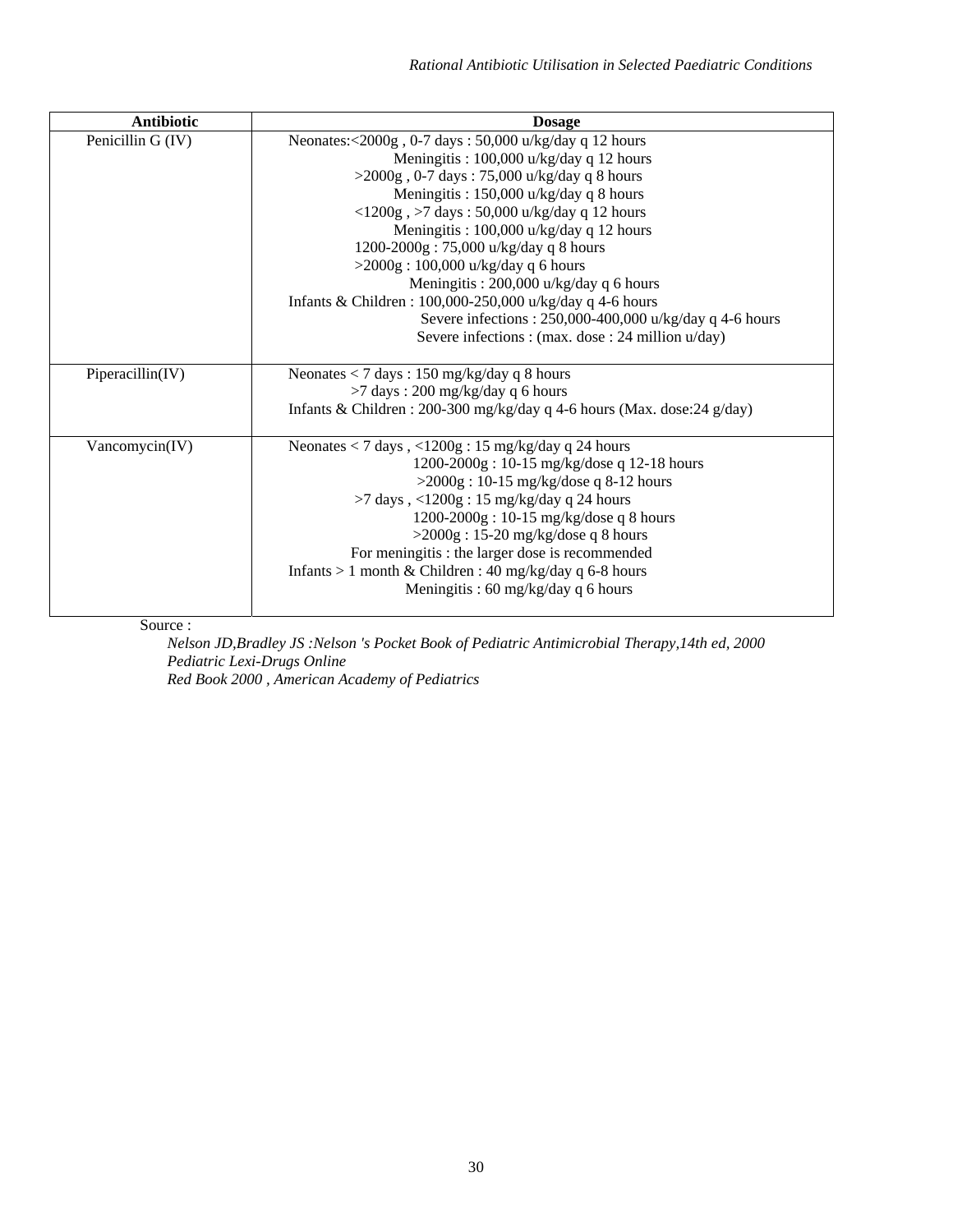| Antibiotic | Dosage |
|---|---|
| Penicillin G (IV) | Neonates:<2000g , 0-7 days : 50,000 u/kg/day q 12 hours<br>Meningitis : 100,000 u/kg/day q 12 hours<br>>2000g , 0-7 days : 75,000 u/kg/day q 8 hours<br>Meningitis : 150,000 u/kg/day q 8 hours<br><1200g , >7 days : 50,000 u/kg/day q 12 hours<br>Meningitis : 100,000 u/kg/day q 12 hours<br>1200-2000g : 75,000 u/kg/day q 8 hours<br>>2000g : 100,000 u/kg/day q 6 hours<br>Meningitis : 200,000 u/kg/day q 6 hours<br>Infants & Children : 100,000-250,000 u/kg/day q 4-6 hours<br>Severe infections : 250,000-400,000 u/kg/day q 4-6 hours<br>Severe infections : (max. dose : 24 million u/day) |
| Piperacillin(IV) | Neonates < 7 days : 150 mg/kg/day q 8 hours<br>>7 days : 200 mg/kg/day q 6 hours<br>Infants & Children : 200-300 mg/kg/day q 4-6 hours (Max. dose:24 g/day) |
| Vancomycin(IV) | Neonates < 7 days , <1200g : 15 mg/kg/day q 24 hours<br>1200-2000g : 10-15 mg/kg/dose q 12-18 hours<br>>2000g : 10-15 mg/kg/dose q 8-12 hours<br>>7 days , <1200g : 15 mg/kg/day q 24 hours<br>1200-2000g : 10-15 mg/kg/dose q 8 hours<br>>2000g : 15-20 mg/kg/dose q 8 hours<br>For meningitis : the larger dose is recommended<br>Infants > 1 month & Children : 40 mg/kg/day q 6-8 hours<br>Meningitis : 60 mg/kg/day q 6 hours |

Source :

*Nelson JD,Bradley JS :Nelson 's Pocket Book of Pediatric Antimicrobial Therapy,14th ed, 2000*
*Pediatric Lexi-Drugs Online*
*Red Book 2000 , American Academy of Pediatrics*